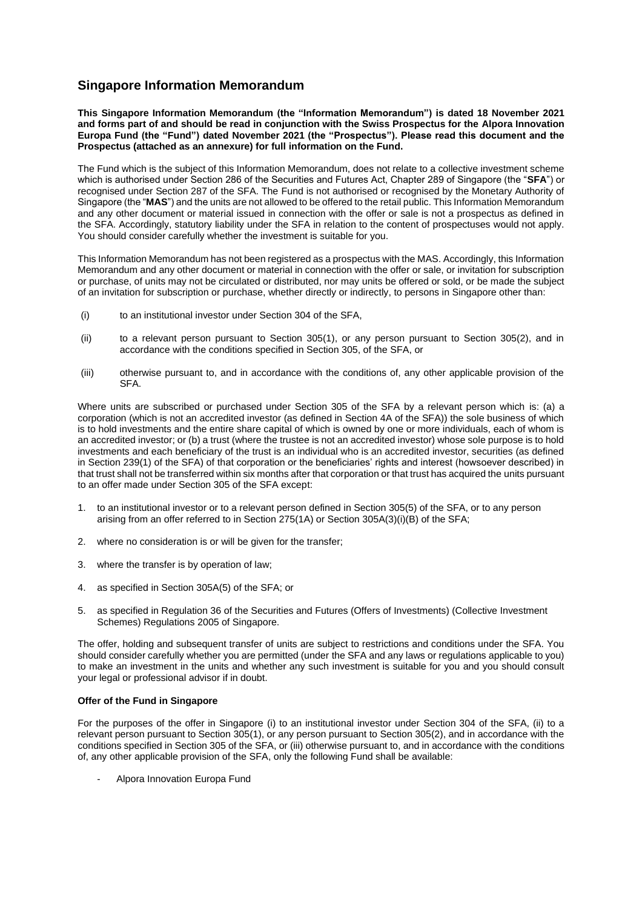# Singapore Information Memorandum

**This Singapore Information Memorandum (the "Information Memorandum") is dated 18 November 2021 and forms part of and should be read in conjunction with the Swiss Prospectus for the Alpora Innovation Europa Fund (the "Fund") dated November 2021 (the "Prospectus"). Please read this document and the Prospectus (attached as an annexure) for full information on the Fund.**

The Fund which is the subject of this Information Memorandum, does not relate to a collective investment scheme which is authorised under Section 286 of the Securities and Futures Act, Chapter 289 of Singapore (the "**SFA**") or recognised under Section 287 of the SFA. The Fund is not authorised or recognised by the Monetary Authority of Singapore (the "**MAS**") and the units are not allowed to be offered to the retail public. This Information Memorandum and any other document or material issued in connection with the offer or sale is not a prospectus as defined in the SFA. Accordingly, statutory liability under the SFA in relation to the content of prospectuses would not apply. You should consider carefully whether the investment is suitable for you.

This Information Memorandum has not been registered as a prospectus with the MAS. Accordingly, this Information Memorandum and any other document or material in connection with the offer or sale, or invitation for subscription or purchase, of units may not be circulated or distributed, nor may units be offered or sold, or be made the subject of an invitation for subscription or purchase, whether directly or indirectly, to persons in Singapore other than:

(i) to an institutional investor under Section 304 of the SFA,

(ii) to a relevant person pursuant to Section 305(1), or any person pursuant to Section 305(2), and in accordance with the conditions specified in Section 305, of the SFA, or

(iii) otherwise pursuant to, and in accordance with the conditions of, any other applicable provision of the SFA.

Where units are subscribed or purchased under Section 305 of the SFA by a relevant person which is: (a) a corporation (which is not an accredited investor (as defined in Section 4A of the SFA)) the sole business of which is to hold investments and the entire share capital of which is owned by one or more individuals, each of whom is an accredited investor; or (b) a trust (where the trustee is not an accredited investor) whose sole purpose is to hold investments and each beneficiary of the trust is an individual who is an accredited investor, securities (as defined in Section 239(1) of the SFA) of that corporation or the beneficiaries' rights and interest (howsoever described) in that trust shall not be transferred within six months after that corporation or that trust has acquired the units pursuant to an offer made under Section 305 of the SFA except:

1. to an institutional investor or to a relevant person defined in Section 305(5) of the SFA, or to any person arising from an offer referred to in Section 275(1A) or Section 305A(3)(i)(B) of the SFA;
2. where no consideration is or will be given for the transfer;
3. where the transfer is by operation of law;
4. as specified in Section 305A(5) of the SFA; or
5. as specified in Regulation 36 of the Securities and Futures (Offers of Investments) (Collective Investment Schemes) Regulations 2005 of Singapore.

The offer, holding and subsequent transfer of units are subject to restrictions and conditions under the SFA. You should consider carefully whether you are permitted (under the SFA and any laws or regulations applicable to you) to make an investment in the units and whether any such investment is suitable for you and you should consult your legal or professional advisor if in doubt.

**Offer of the Fund in Singapore**

For the purposes of the offer in Singapore (i) to an institutional investor under Section 304 of the SFA, (ii) to a relevant person pursuant to Section 305(1), or any person pursuant to Section 305(2), and in accordance with the conditions specified in Section 305 of the SFA, or (iii) otherwise pursuant to, and in accordance with the conditions of, any other applicable provision of the SFA, only the following Fund shall be available:

- Alpora Innovation Europa Fund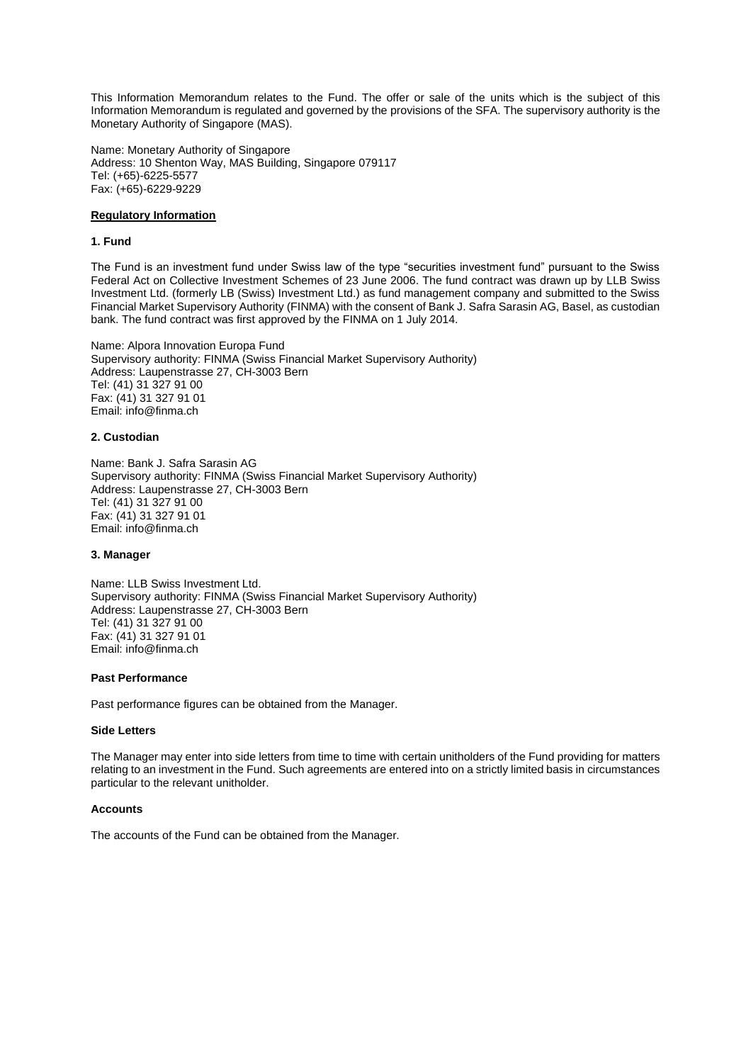This Information Memorandum relates to the Fund. The offer or sale of the units which is the subject of this Information Memorandum is regulated and governed by the provisions of the SFA. The supervisory authority is the Monetary Authority of Singapore (MAS).

Name: Monetary Authority of Singapore
Address: 10 Shenton Way, MAS Building, Singapore 079117
Tel: (+65)-6225-5577
Fax: (+65)-6229-9229

**Regulatory Information**

**1. Fund**

The Fund is an investment fund under Swiss law of the type "securities investment fund" pursuant to the Swiss Federal Act on Collective Investment Schemes of 23 June 2006. The fund contract was drawn up by LLB Swiss Investment Ltd. (formerly LB (Swiss) Investment Ltd.) as fund management company and submitted to the Swiss Financial Market Supervisory Authority (FINMA) with the consent of Bank J. Safra Sarasin AG, Basel, as custodian bank. The fund contract was first approved by the FINMA on 1 July 2014.

Name: Alpora Innovation Europa Fund
Supervisory authority: FINMA (Swiss Financial Market Supervisory Authority)
Address: Laupenstrasse 27, CH-3003 Bern
Tel: (41) 31 327 91 00
Fax: (41) 31 327 91 01
Email: info@finma.ch

**2. Custodian**

Name: Bank J. Safra Sarasin AG
Supervisory authority: FINMA (Swiss Financial Market Supervisory Authority)
Address: Laupenstrasse 27, CH-3003 Bern
Tel: (41) 31 327 91 00
Fax: (41) 31 327 91 01
Email: info@finma.ch

**3. Manager**

Name: LLB Swiss Investment Ltd.
Supervisory authority: FINMA (Swiss Financial Market Supervisory Authority)
Address: Laupenstrasse 27, CH-3003 Bern
Tel: (41) 31 327 91 00
Fax: (41) 31 327 91 01
Email: info@finma.ch

**Past Performance**

Past performance figures can be obtained from the Manager.

**Side Letters**

The Manager may enter into side letters from time to time with certain unitholders of the Fund providing for matters relating to an investment in the Fund. Such agreements are entered into on a strictly limited basis in circumstances particular to the relevant unitholder.

**Accounts**

The accounts of the Fund can be obtained from the Manager.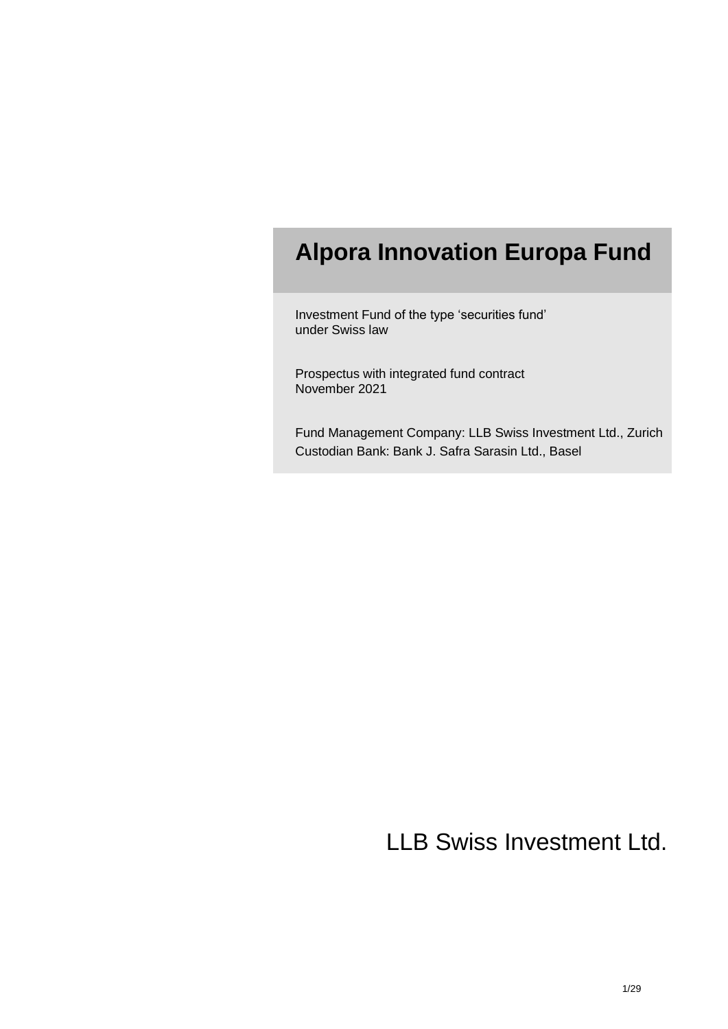# Alpora Innovation Europa Fund

Investment Fund of the type 'securities fund'
under Swiss law

Prospectus with integrated fund contract
November 2021

Fund Management Company: LLB Swiss Investment Ltd., Zurich
Custodian Bank: Bank J. Safra Sarasin Ltd., Basel

LLB Swiss Investment Ltd.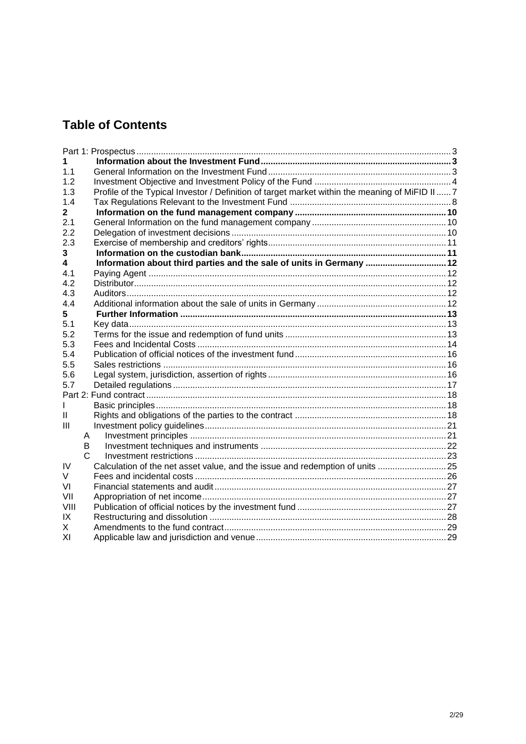# Table of Contents

| | | |
|---|---|---|
| Part 1: Prospectus | | 3 |
| **1** | **Information about the Investment Fund** | **3** |
| 1.1 | General Information on the Investment Fund | 3 |
| 1.2 | Investment Objective and Investment Policy of the Fund | 4 |
| 1.3 | Profile of the Typical Investor / Definition of target market within the meaning of MiFID II | 7 |
| 1.4 | Tax Regulations Relevant to the Investment Fund | 8 |
| **2** | **Information on the fund management company** | **10** |
| 2.1 | General Information on the fund management company | 10 |
| 2.2 | Delegation of investment decisions | 10 |
| 2.3 | Exercise of membership and creditors' rights | 11 |
| **3** | **Information on the custodian bank** | **11** |
| **4** | **Information about third parties and the sale of units in Germany** | **12** |
| 4.1 | Paying Agent | 12 |
| 4.2 | Distributor | 12 |
| 4.3 | Auditors | 12 |
| 4.4 | Additional information about the sale of units in Germany | 12 |
| **5** | **Further Information** | **13** |
| 5.1 | Key data | 13 |
| 5.2 | Terms for the issue and redemption of fund units | 13 |
| 5.3 | Fees and Incidental Costs | 14 |
| 5.4 | Publication of official notices of the investment fund | 16 |
| 5.5 | Sales restrictions | 16 |
| 5.6 | Legal system, jurisdiction, assertion of rights | 16 |
| 5.7 | Detailed regulations | 17 |
| Part 2: Fund contract | | 18 |
| I | Basic principles | 18 |
| II | Rights and obligations of the parties to the contract | 18 |
| III | Investment policy guidelines | 21 |
| A | Investment principles | 21 |
| B | Investment techniques and instruments | 22 |
| C | Investment restrictions | 23 |
| IV | Calculation of the net asset value, and the issue and redemption of units | 25 |
| V | Fees and incidental costs | 26 |
| VI | Financial statements and audit | 27 |
| VII | Appropriation of net income | 27 |
| VIII | Publication of official notices by the investment fund | 27 |
| IX | Restructuring and dissolution | 28 |
| X | Amendments to the fund contract | 29 |
| XI | Applicable law and jurisdiction and venue | 29 |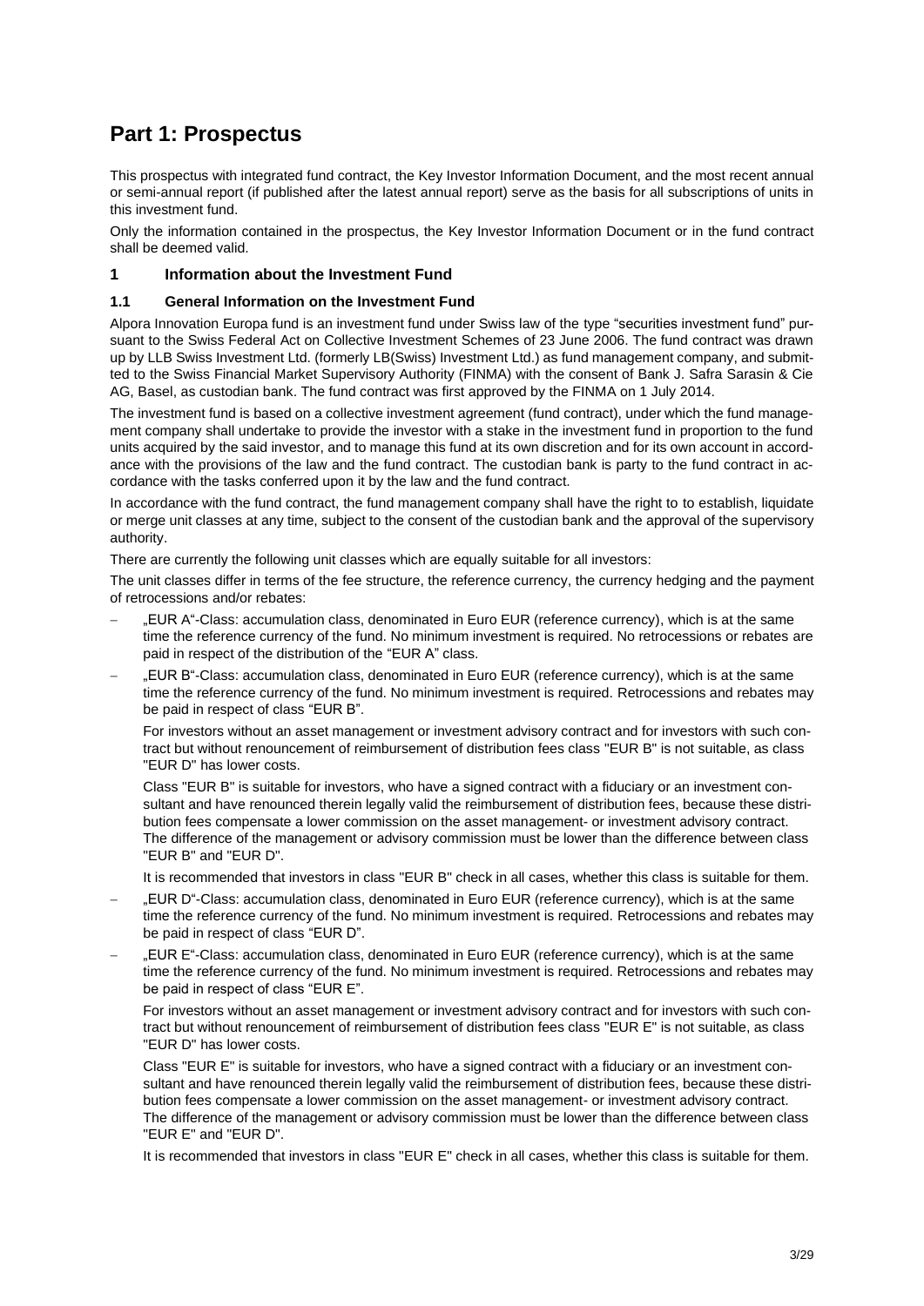# Part 1: Prospectus

This prospectus with integrated fund contract, the Key Investor Information Document, and the most recent annual or semi-annual report (if published after the latest annual report) serve as the basis for all subscriptions of units in this investment fund.

Only the information contained in the prospectus, the Key Investor Information Document or in the fund contract shall be deemed valid.

## 1 Information about the Investment Fund

### 1.1 General Information on the Investment Fund

Alpora Innovation Europa fund is an investment fund under Swiss law of the type "securities investment fund" pursuant to the Swiss Federal Act on Collective Investment Schemes of 23 June 2006. The fund contract was drawn up by LLB Swiss Investment Ltd. (formerly LB(Swiss) Investment Ltd.) as fund management company, and submitted to the Swiss Financial Market Supervisory Authority (FINMA) with the consent of Bank J. Safra Sarasin & Cie AG, Basel, as custodian bank. The fund contract was first approved by the FINMA on 1 July 2014.

The investment fund is based on a collective investment agreement (fund contract), under which the fund management company shall undertake to provide the investor with a stake in the investment fund in proportion to the fund units acquired by the said investor, and to manage this fund at its own discretion and for its own account in accordance with the provisions of the law and the fund contract. The custodian bank is party to the fund contract in accordance with the tasks conferred upon it by the law and the fund contract.

In accordance with the fund contract, the fund management company shall have the right to to establish, liquidate or merge unit classes at any time, subject to the consent of the custodian bank and the approval of the supervisory authority.

There are currently the following unit classes which are equally suitable for all investors:

The unit classes differ in terms of the fee structure, the reference currency, the currency hedging and the payment of retrocessions and/or rebates:

- „EUR A"-Class: accumulation class, denominated in Euro EUR (reference currency), which is at the same time the reference currency of the fund. No minimum investment is required. No retrocessions or rebates are paid in respect of the distribution of the "EUR A" class.
- „EUR B"-Class: accumulation class, denominated in Euro EUR (reference currency), which is at the same time the reference currency of the fund. No minimum investment is required. Retrocessions and rebates may be paid in respect of class "EUR B".

  For investors without an asset management or investment advisory contract and for investors with such contract but without renouncement of reimbursement of distribution fees class "EUR B" is not suitable, as class "EUR D" has lower costs.

  Class "EUR B" is suitable for investors, who have a signed contract with a fiduciary or an investment consultant and have renounced therein legally valid the reimbursement of distribution fees, because these distribution fees compensate a lower commission on the asset management- or investment advisory contract. The difference of the management or advisory commission must be lower than the difference between class "EUR B" and "EUR D".

  It is recommended that investors in class "EUR B" check in all cases, whether this class is suitable for them.
- „EUR D"-Class: accumulation class, denominated in Euro EUR (reference currency), which is at the same time the reference currency of the fund. No minimum investment is required. Retrocessions and rebates may be paid in respect of class "EUR D".
- „EUR E"-Class: accumulation class, denominated in Euro EUR (reference currency), which is at the same time the reference currency of the fund. No minimum investment is required. Retrocessions and rebates may be paid in respect of class "EUR E".

  For investors without an asset management or investment advisory contract and for investors with such contract but without renouncement of reimbursement of distribution fees class "EUR E" is not suitable, as class "EUR D" has lower costs.

  Class "EUR E" is suitable for investors, who have a signed contract with a fiduciary or an investment consultant and have renounced therein legally valid the reimbursement of distribution fees, because these distribution fees compensate a lower commission on the asset management- or investment advisory contract. The difference of the management or advisory commission must be lower than the difference between class "EUR E" and "EUR D".

  It is recommended that investors in class "EUR E" check in all cases, whether this class is suitable for them.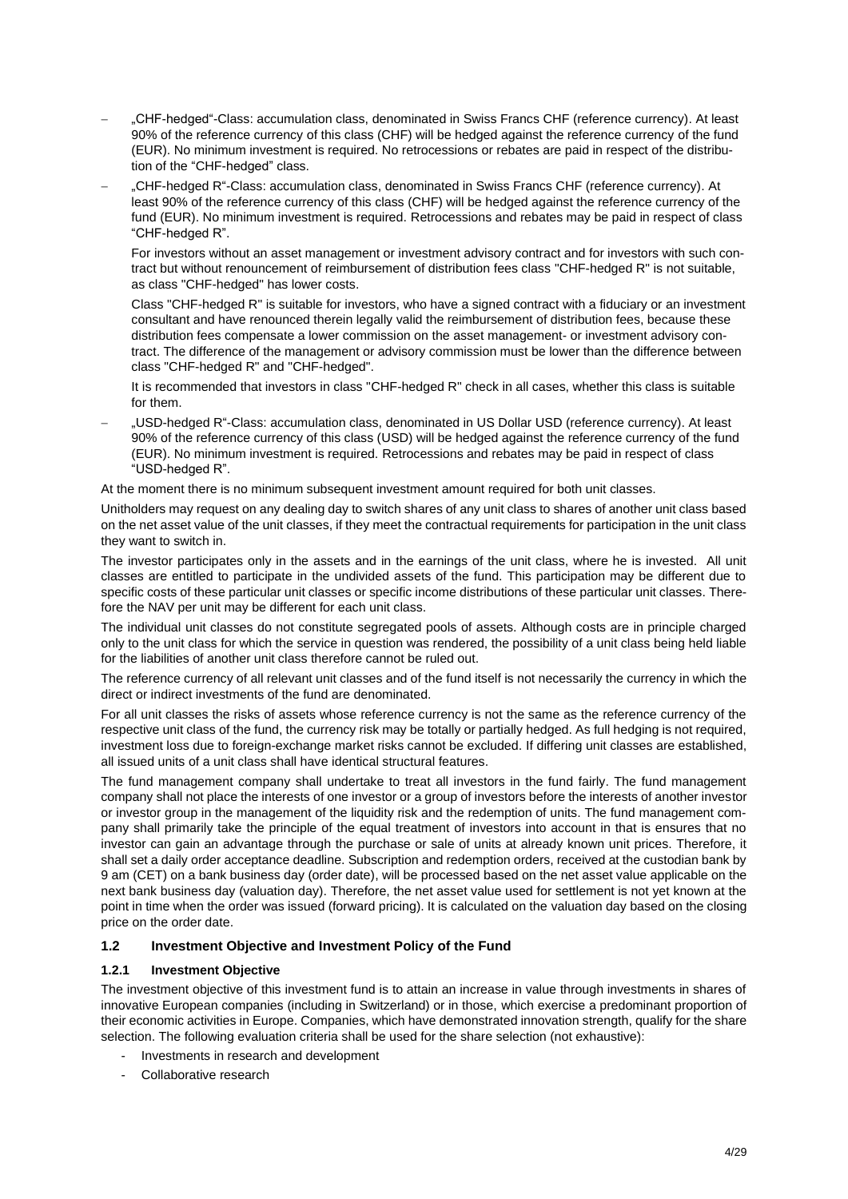- „CHF-hedged"-Class: accumulation class, denominated in Swiss Francs CHF (reference currency). At least 90% of the reference currency of this class (CHF) will be hedged against the reference currency of the fund (EUR). No minimum investment is required. No retrocessions or rebates are paid in respect of the distribution of the "CHF-hedged" class.
- „CHF-hedged R"-Class: accumulation class, denominated in Swiss Francs CHF (reference currency). At least 90% of the reference currency of this class (CHF) will be hedged against the reference currency of the fund (EUR). No minimum investment is required. Retrocessions and rebates may be paid in respect of class "CHF-hedged R".

  For investors without an asset management or investment advisory contract and for investors with such contract but without renouncement of reimbursement of distribution fees class "CHF-hedged R" is not suitable, as class "CHF-hedged" has lower costs.

  Class "CHF-hedged R" is suitable for investors, who have a signed contract with a fiduciary or an investment consultant and have renounced therein legally valid the reimbursement of distribution fees, because these distribution fees compensate a lower commission on the asset management- or investment advisory contract. The difference of the management or advisory commission must be lower than the difference between class "CHF-hedged R" and "CHF-hedged".

  It is recommended that investors in class "CHF-hedged R" check in all cases, whether this class is suitable for them.
- „USD-hedged R"-Class: accumulation class, denominated in US Dollar USD (reference currency). At least 90% of the reference currency of this class (USD) will be hedged against the reference currency of the fund (EUR). No minimum investment is required. Retrocessions and rebates may be paid in respect of class "USD-hedged R".

At the moment there is no minimum subsequent investment amount required for both unit classes.

Unitholders may request on any dealing day to switch shares of any unit class to shares of another unit class based on the net asset value of the unit classes, if they meet the contractual requirements for participation in the unit class they want to switch in.

The investor participates only in the assets and in the earnings of the unit class, where he is invested. All unit classes are entitled to participate in the undivided assets of the fund. This participation may be different due to specific costs of these particular unit classes or specific income distributions of these particular unit classes. Therefore the NAV per unit may be different for each unit class.

The individual unit classes do not constitute segregated pools of assets. Although costs are in principle charged only to the unit class for which the service in question was rendered, the possibility of a unit class being held liable for the liabilities of another unit class therefore cannot be ruled out.

The reference currency of all relevant unit classes and of the fund itself is not necessarily the currency in which the direct or indirect investments of the fund are denominated.

For all unit classes the risks of assets whose reference currency is not the same as the reference currency of the respective unit class of the fund, the currency risk may be totally or partially hedged. As full hedging is not required, investment loss due to foreign-exchange market risks cannot be excluded. If differing unit classes are established, all issued units of a unit class shall have identical structural features.

The fund management company shall undertake to treat all investors in the fund fairly. The fund management company shall not place the interests of one investor or a group of investors before the interests of another investor or investor group in the management of the liquidity risk and the redemption of units. The fund management company shall primarily take the principle of the equal treatment of investors into account in that is ensures that no investor can gain an advantage through the purchase or sale of units at already known unit prices. Therefore, it shall set a daily order acceptance deadline. Subscription and redemption orders, received at the custodian bank by 9 am (CET) on a bank business day (order date), will be processed based on the net asset value applicable on the next bank business day (valuation day). Therefore, the net asset value used for settlement is not yet known at the point in time when the order was issued (forward pricing). It is calculated on the valuation day based on the closing price on the order date.

### 1.2 Investment Objective and Investment Policy of the Fund

#### 1.2.1 Investment Objective

The investment objective of this investment fund is to attain an increase in value through investments in shares of innovative European companies (including in Switzerland) or in those, which exercise a predominant proportion of their economic activities in Europe. Companies, which have demonstrated innovation strength, qualify for the share selection. The following evaluation criteria shall be used for the share selection (not exhaustive):

- Investments in research and development
- Collaborative research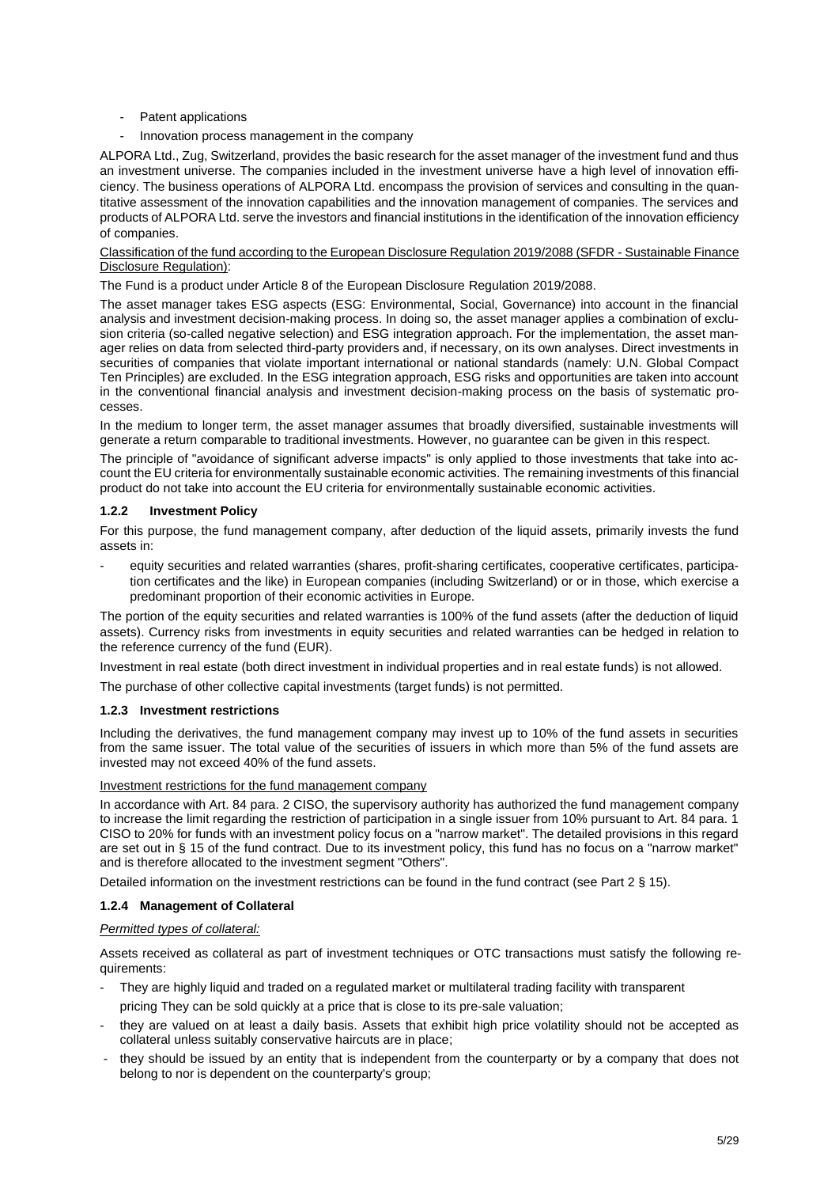- Patent applications
- Innovation process management in the company

ALPORA Ltd., Zug, Switzerland, provides the basic research for the asset manager of the investment fund and thus an investment universe. The companies included in the investment universe have a high level of innovation efficiency. The business operations of ALPORA Ltd. encompass the provision of services and consulting in the quantitative assessment of the innovation capabilities and the innovation management of companies. The services and products of ALPORA Ltd. serve the investors and financial institutions in the identification of the innovation efficiency of companies.

Classification of the fund according to the European Disclosure Regulation 2019/2088 (SFDR - Sustainable Finance Disclosure Regulation):

The Fund is a product under Article 8 of the European Disclosure Regulation 2019/2088.

The asset manager takes ESG aspects (ESG: Environmental, Social, Governance) into account in the financial analysis and investment decision-making process. In doing so, the asset manager applies a combination of exclusion criteria (so-called negative selection) and ESG integration approach. For the implementation, the asset manager relies on data from selected third-party providers and, if necessary, on its own analyses. Direct investments in securities of companies that violate important international or national standards (namely: U.N. Global Compact Ten Principles) are excluded. In the ESG integration approach, ESG risks and opportunities are taken into account in the conventional financial analysis and investment decision-making process on the basis of systematic processes.

In the medium to longer term, the asset manager assumes that broadly diversified, sustainable investments will generate a return comparable to traditional investments. However, no guarantee can be given in this respect.

The principle of "avoidance of significant adverse impacts" is only applied to those investments that take into account the EU criteria for environmentally sustainable economic activities. The remaining investments of this financial product do not take into account the EU criteria for environmentally sustainable economic activities.

### 1.2.2 Investment Policy

For this purpose, the fund management company, after deduction of the liquid assets, primarily invests the fund assets in:

- equity securities and related warranties (shares, profit-sharing certificates, cooperative certificates, participation certificates and the like) in European companies (including Switzerland) or or in those, which exercise a predominant proportion of their economic activities in Europe.

The portion of the equity securities and related warranties is 100% of the fund assets (after the deduction of liquid assets). Currency risks from investments in equity securities and related warranties can be hedged in relation to the reference currency of the fund (EUR).

Investment in real estate (both direct investment in individual properties and in real estate funds) is not allowed.

The purchase of other collective capital investments (target funds) is not permitted.

### 1.2.3 Investment restrictions

Including the derivatives, the fund management company may invest up to 10% of the fund assets in securities from the same issuer. The total value of the securities of issuers in which more than 5% of the fund assets are invested may not exceed 40% of the fund assets.

Investment restrictions for the fund management company

In accordance with Art. 84 para. 2 CISO, the supervisory authority has authorized the fund management company to increase the limit regarding the restriction of participation in a single issuer from 10% pursuant to Art. 84 para. 1 CISO to 20% for funds with an investment policy focus on a "narrow market". The detailed provisions in this regard are set out in § 15 of the fund contract. Due to its investment policy, this fund has no focus on a "narrow market" and is therefore allocated to the investment segment "Others".

Detailed information on the investment restrictions can be found in the fund contract (see Part 2 § 15).

### 1.2.4 Management of Collateral

*Permitted types of collateral:*

Assets received as collateral as part of investment techniques or OTC transactions must satisfy the following requirements:

- They are highly liquid and traded on a regulated market or multilateral trading facility with transparent pricing They can be sold quickly at a price that is close to its pre-sale valuation;
- they are valued on at least a daily basis. Assets that exhibit high price volatility should not be accepted as collateral unless suitably conservative haircuts are in place;
- they should be issued by an entity that is independent from the counterparty or by a company that does not belong to nor is dependent on the counterparty's group;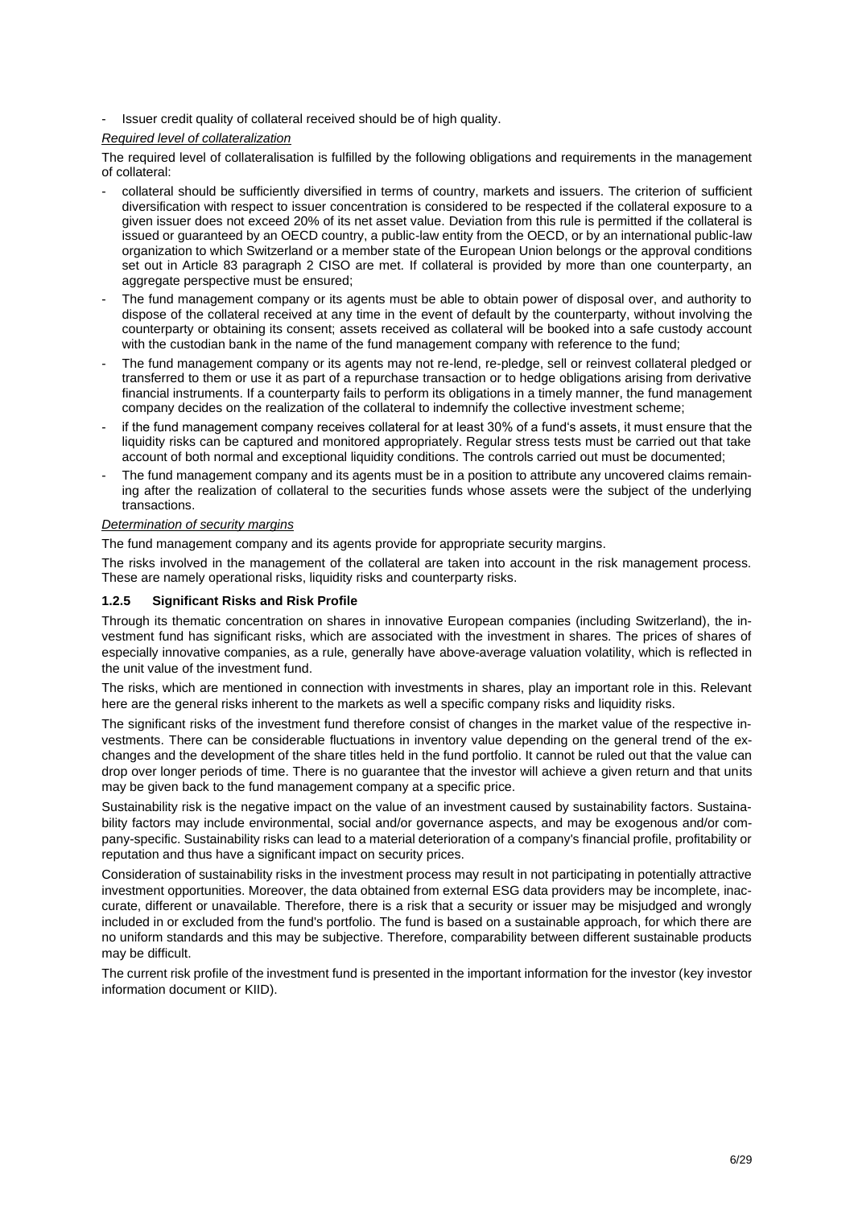- Issuer credit quality of collateral received should be of high quality.

*Required level of collateralization*

The required level of collateralisation is fulfilled by the following obligations and requirements in the management of collateral:

- collateral should be sufficiently diversified in terms of country, markets and issuers. The criterion of sufficient diversification with respect to issuer concentration is considered to be respected if the collateral exposure to a given issuer does not exceed 20% of its net asset value. Deviation from this rule is permitted if the collateral is issued or guaranteed by an OECD country, a public-law entity from the OECD, or by an international public-law organization to which Switzerland or a member state of the European Union belongs or the approval conditions set out in Article 83 paragraph 2 CISO are met. If collateral is provided by more than one counterparty, an aggregate perspective must be ensured;
- The fund management company or its agents must be able to obtain power of disposal over, and authority to dispose of the collateral received at any time in the event of default by the counterparty, without involving the counterparty or obtaining its consent; assets received as collateral will be booked into a safe custody account with the custodian bank in the name of the fund management company with reference to the fund;
- The fund management company or its agents may not re-lend, re-pledge, sell or reinvest collateral pledged or transferred to them or use it as part of a repurchase transaction or to hedge obligations arising from derivative financial instruments. If a counterparty fails to perform its obligations in a timely manner, the fund management company decides on the realization of the collateral to indemnify the collective investment scheme;
- if the fund management company receives collateral for at least 30% of a fund's assets, it must ensure that the liquidity risks can be captured and monitored appropriately. Regular stress tests must be carried out that take account of both normal and exceptional liquidity conditions. The controls carried out must be documented;
- The fund management company and its agents must be in a position to attribute any uncovered claims remaining after the realization of collateral to the securities funds whose assets were the subject of the underlying transactions.

*Determination of security margins*

The fund management company and its agents provide for appropriate security margins.

The risks involved in the management of the collateral are taken into account in the risk management process. These are namely operational risks, liquidity risks and counterparty risks.

### 1.2.5 Significant Risks and Risk Profile

Through its thematic concentration on shares in innovative European companies (including Switzerland), the investment fund has significant risks, which are associated with the investment in shares. The prices of shares of especially innovative companies, as a rule, generally have above-average valuation volatility, which is reflected in the unit value of the investment fund.

The risks, which are mentioned in connection with investments in shares, play an important role in this. Relevant here are the general risks inherent to the markets as well a specific company risks and liquidity risks.

The significant risks of the investment fund therefore consist of changes in the market value of the respective investments. There can be considerable fluctuations in inventory value depending on the general trend of the exchanges and the development of the share titles held in the fund portfolio. It cannot be ruled out that the value can drop over longer periods of time. There is no guarantee that the investor will achieve a given return and that units may be given back to the fund management company at a specific price.

Sustainability risk is the negative impact on the value of an investment caused by sustainability factors. Sustainability factors may include environmental, social and/or governance aspects, and may be exogenous and/or company-specific. Sustainability risks can lead to a material deterioration of a company's financial profile, profitability or reputation and thus have a significant impact on security prices.

Consideration of sustainability risks in the investment process may result in not participating in potentially attractive investment opportunities. Moreover, the data obtained from external ESG data providers may be incomplete, inaccurate, different or unavailable. Therefore, there is a risk that a security or issuer may be misjudged and wrongly included in or excluded from the fund's portfolio. The fund is based on a sustainable approach, for which there are no uniform standards and this may be subjective. Therefore, comparability between different sustainable products may be difficult.

The current risk profile of the investment fund is presented in the important information for the investor (key investor information document or KIID).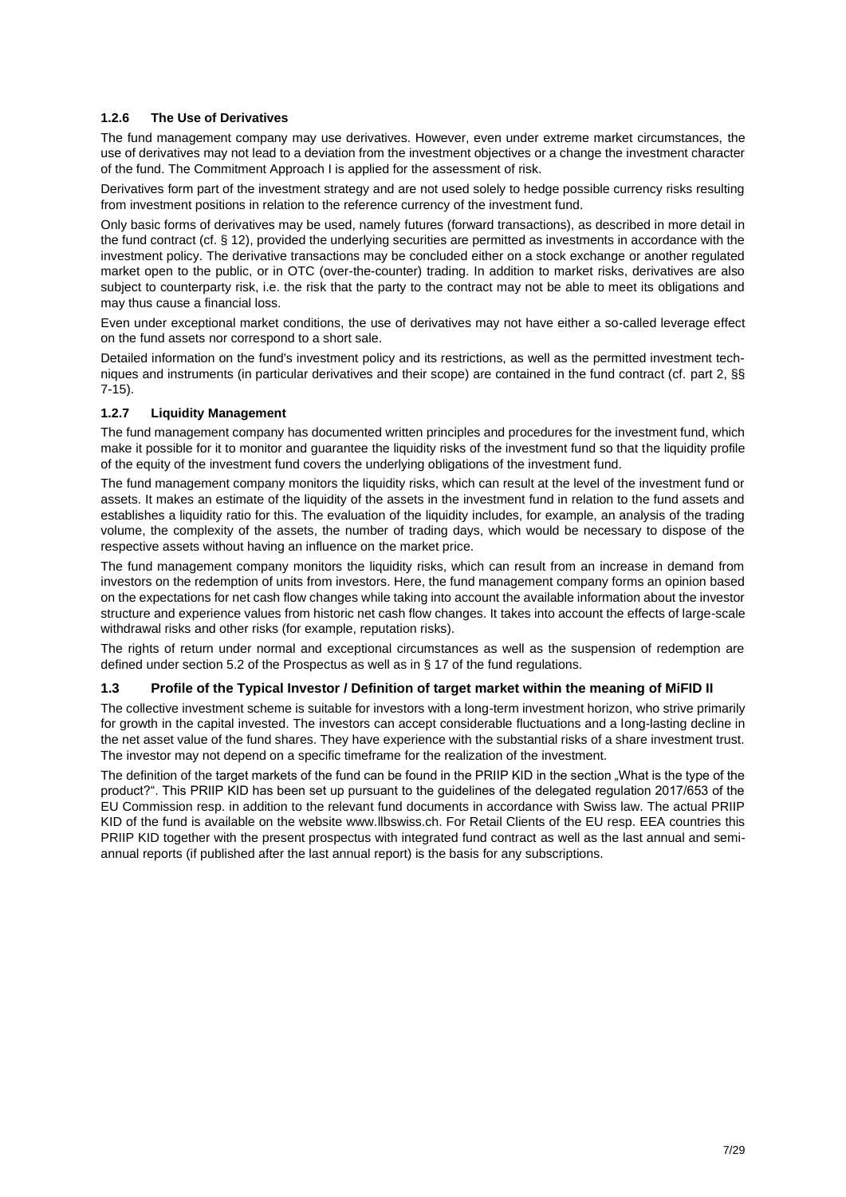### 1.2.6 The Use of Derivatives

The fund management company may use derivatives. However, even under extreme market circumstances, the use of derivatives may not lead to a deviation from the investment objectives or a change the investment character of the fund. The Commitment Approach I is applied for the assessment of risk.

Derivatives form part of the investment strategy and are not used solely to hedge possible currency risks resulting from investment positions in relation to the reference currency of the investment fund.

Only basic forms of derivatives may be used, namely futures (forward transactions), as described in more detail in the fund contract (cf. § 12), provided the underlying securities are permitted as investments in accordance with the investment policy. The derivative transactions may be concluded either on a stock exchange or another regulated market open to the public, or in OTC (over-the-counter) trading. In addition to market risks, derivatives are also subject to counterparty risk, i.e. the risk that the party to the contract may not be able to meet its obligations and may thus cause a financial loss.

Even under exceptional market conditions, the use of derivatives may not have either a so-called leverage effect on the fund assets nor correspond to a short sale.

Detailed information on the fund's investment policy and its restrictions, as well as the permitted investment techniques and instruments (in particular derivatives and their scope) are contained in the fund contract (cf. part 2, §§ 7-15).

### 1.2.7 Liquidity Management

The fund management company has documented written principles and procedures for the investment fund, which make it possible for it to monitor and guarantee the liquidity risks of the investment fund so that the liquidity profile of the equity of the investment fund covers the underlying obligations of the investment fund.

The fund management company monitors the liquidity risks, which can result at the level of the investment fund or assets. It makes an estimate of the liquidity of the assets in the investment fund in relation to the fund assets and establishes a liquidity ratio for this. The evaluation of the liquidity includes, for example, an analysis of the trading volume, the complexity of the assets, the number of trading days, which would be necessary to dispose of the respective assets without having an influence on the market price.

The fund management company monitors the liquidity risks, which can result from an increase in demand from investors on the redemption of units from investors. Here, the fund management company forms an opinion based on the expectations for net cash flow changes while taking into account the available information about the investor structure and experience values from historic net cash flow changes. It takes into account the effects of large-scale withdrawal risks and other risks (for example, reputation risks).

The rights of return under normal and exceptional circumstances as well as the suspension of redemption are defined under section 5.2 of the Prospectus as well as in § 17 of the fund regulations.

## 1.3 Profile of the Typical Investor / Definition of target market within the meaning of MiFID II

The collective investment scheme is suitable for investors with a long-term investment horizon, who strive primarily for growth in the capital invested. The investors can accept considerable fluctuations and a long-lasting decline in the net asset value of the fund shares. They have experience with the substantial risks of a share investment trust. The investor may not depend on a specific timeframe for the realization of the investment.

The definition of the target markets of the fund can be found in the PRIIP KID in the section „What is the type of the product?". This PRIIP KID has been set up pursuant to the guidelines of the delegated regulation 2017/653 of the EU Commission resp. in addition to the relevant fund documents in accordance with Swiss law. The actual PRIIP KID of the fund is available on the website www.llbswiss.ch. For Retail Clients of the EU resp. EEA countries this PRIIP KID together with the present prospectus with integrated fund contract as well as the last annual and semi-annual reports (if published after the last annual report) is the basis for any subscriptions.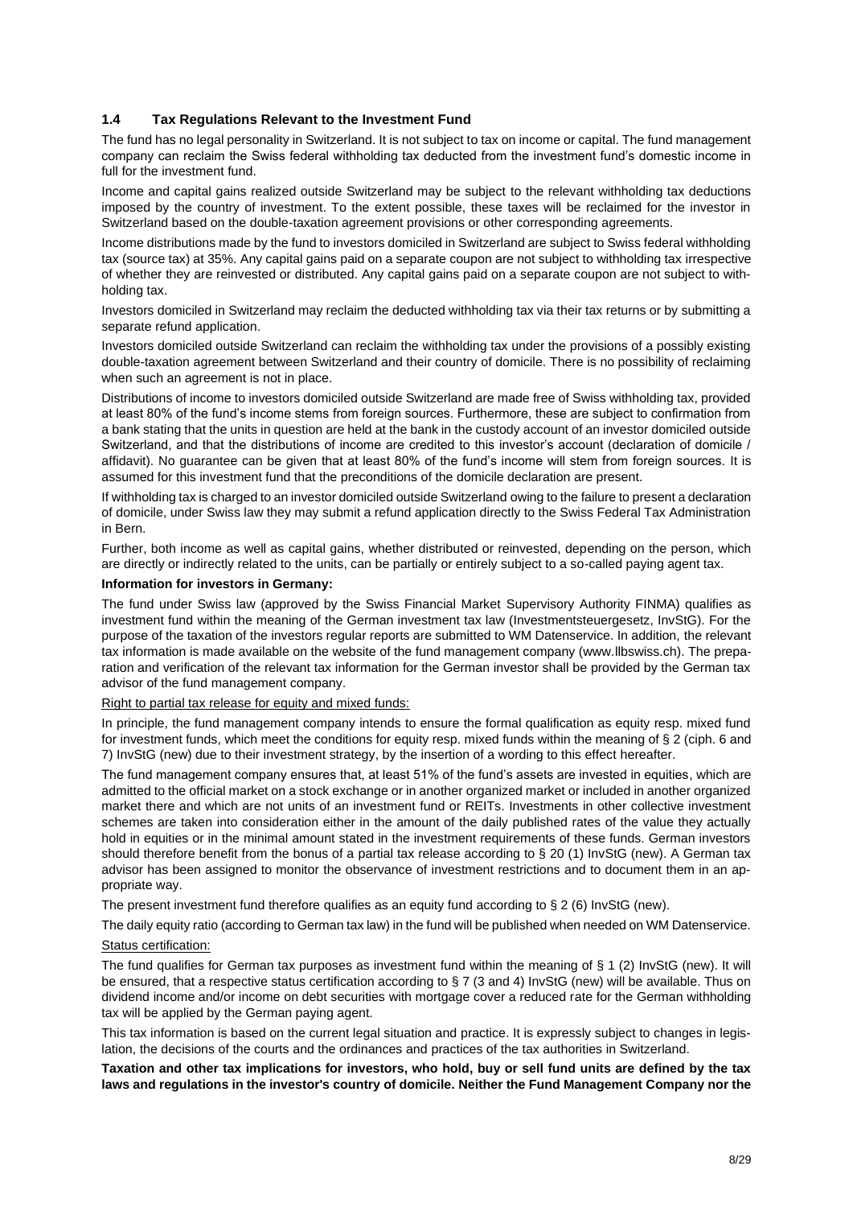### 1.4 Tax Regulations Relevant to the Investment Fund

The fund has no legal personality in Switzerland. It is not subject to tax on income or capital. The fund management company can reclaim the Swiss federal withholding tax deducted from the investment fund's domestic income in full for the investment fund.

Income and capital gains realized outside Switzerland may be subject to the relevant withholding tax deductions imposed by the country of investment. To the extent possible, these taxes will be reclaimed for the investor in Switzerland based on the double-taxation agreement provisions or other corresponding agreements.

Income distributions made by the fund to investors domiciled in Switzerland are subject to Swiss federal withholding tax (source tax) at 35%. Any capital gains paid on a separate coupon are not subject to withholding tax irrespective of whether they are reinvested or distributed. Any capital gains paid on a separate coupon are not subject to withholding tax.

Investors domiciled in Switzerland may reclaim the deducted withholding tax via their tax returns or by submitting a separate refund application.

Investors domiciled outside Switzerland can reclaim the withholding tax under the provisions of a possibly existing double-taxation agreement between Switzerland and their country of domicile. There is no possibility of reclaiming when such an agreement is not in place.

Distributions of income to investors domiciled outside Switzerland are made free of Swiss withholding tax, provided at least 80% of the fund's income stems from foreign sources. Furthermore, these are subject to confirmation from a bank stating that the units in question are held at the bank in the custody account of an investor domiciled outside Switzerland, and that the distributions of income are credited to this investor's account (declaration of domicile / affidavit). No guarantee can be given that at least 80% of the fund's income will stem from foreign sources. It is assumed for this investment fund that the preconditions of the domicile declaration are present.

If withholding tax is charged to an investor domiciled outside Switzerland owing to the failure to present a declaration of domicile, under Swiss law they may submit a refund application directly to the Swiss Federal Tax Administration in Bern.

Further, both income as well as capital gains, whether distributed or reinvested, depending on the person, which are directly or indirectly related to the units, can be partially or entirely subject to a so-called paying agent tax.

**Information for investors in Germany:**

The fund under Swiss law (approved by the Swiss Financial Market Supervisory Authority FINMA) qualifies as investment fund within the meaning of the German investment tax law (Investmentsteuergesetz, InvStG). For the purpose of the taxation of the investors regular reports are submitted to WM Datenservice. In addition, the relevant tax information is made available on the website of the fund management company (www.llbswiss.ch). The preparation and verification of the relevant tax information for the German investor shall be provided by the German tax advisor of the fund management company.

Right to partial tax release for equity and mixed funds:

In principle, the fund management company intends to ensure the formal qualification as equity resp. mixed fund for investment funds, which meet the conditions for equity resp. mixed funds within the meaning of § 2 (ciph. 6 and 7) InvStG (new) due to their investment strategy, by the insertion of a wording to this effect hereafter.

The fund management company ensures that, at least 51% of the fund's assets are invested in equities, which are admitted to the official market on a stock exchange or in another organized market or included in another organized market there and which are not units of an investment fund or REITs. Investments in other collective investment schemes are taken into consideration either in the amount of the daily published rates of the value they actually hold in equities or in the minimal amount stated in the investment requirements of these funds. German investors should therefore benefit from the bonus of a partial tax release according to § 20 (1) InvStG (new). A German tax advisor has been assigned to monitor the observance of investment restrictions and to document them in an appropriate way.

The present investment fund therefore qualifies as an equity fund according to § 2 (6) InvStG (new).

The daily equity ratio (according to German tax law) in the fund will be published when needed on WM Datenservice.

Status certification:

The fund qualifies for German tax purposes as investment fund within the meaning of § 1 (2) InvStG (new). It will be ensured, that a respective status certification according to § 7 (3 and 4) InvStG (new) will be available. Thus on dividend income and/or income on debt securities with mortgage cover a reduced rate for the German withholding tax will be applied by the German paying agent.

This tax information is based on the current legal situation and practice. It is expressly subject to changes in legislation, the decisions of the courts and the ordinances and practices of the tax authorities in Switzerland.

**Taxation and other tax implications for investors, who hold, buy or sell fund units are defined by the tax laws and regulations in the investor's country of domicile. Neither the Fund Management Company nor the**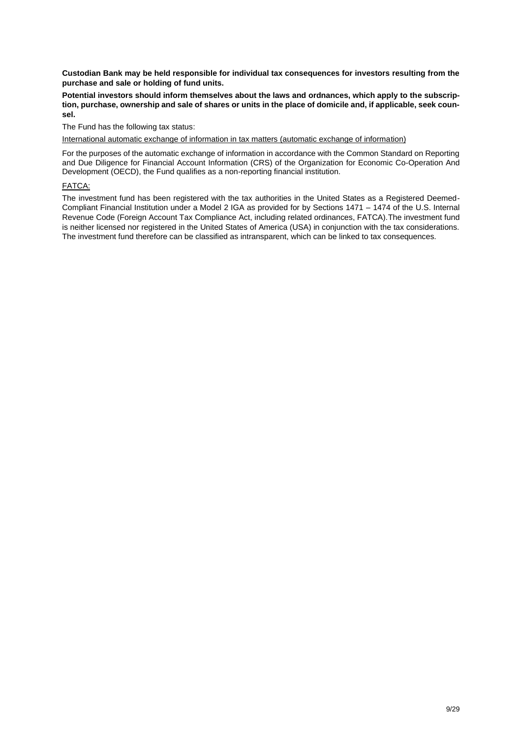**Custodian Bank may be held responsible for individual tax consequences for investors resulting from the purchase and sale or holding of fund units.**

**Potential investors should inform themselves about the laws and ordnances, which apply to the subscription, purchase, ownership and sale of shares or units in the place of domicile and, if applicable, seek counsel.**

The Fund has the following tax status:

International automatic exchange of information in tax matters (automatic exchange of information)

For the purposes of the automatic exchange of information in accordance with the Common Standard on Reporting and Due Diligence for Financial Account Information (CRS) of the Organization for Economic Co-Operation And Development (OECD), the Fund qualifies as a non-reporting financial institution.

FATCA:

The investment fund has been registered with the tax authorities in the United States as a Registered Deemed-Compliant Financial Institution under a Model 2 IGA as provided for by Sections 1471 – 1474 of the U.S. Internal Revenue Code (Foreign Account Tax Compliance Act, including related ordinances, FATCA).The investment fund is neither licensed nor registered in the United States of America (USA) in conjunction with the tax considerations. The investment fund therefore can be classified as intransparent, which can be linked to tax consequences.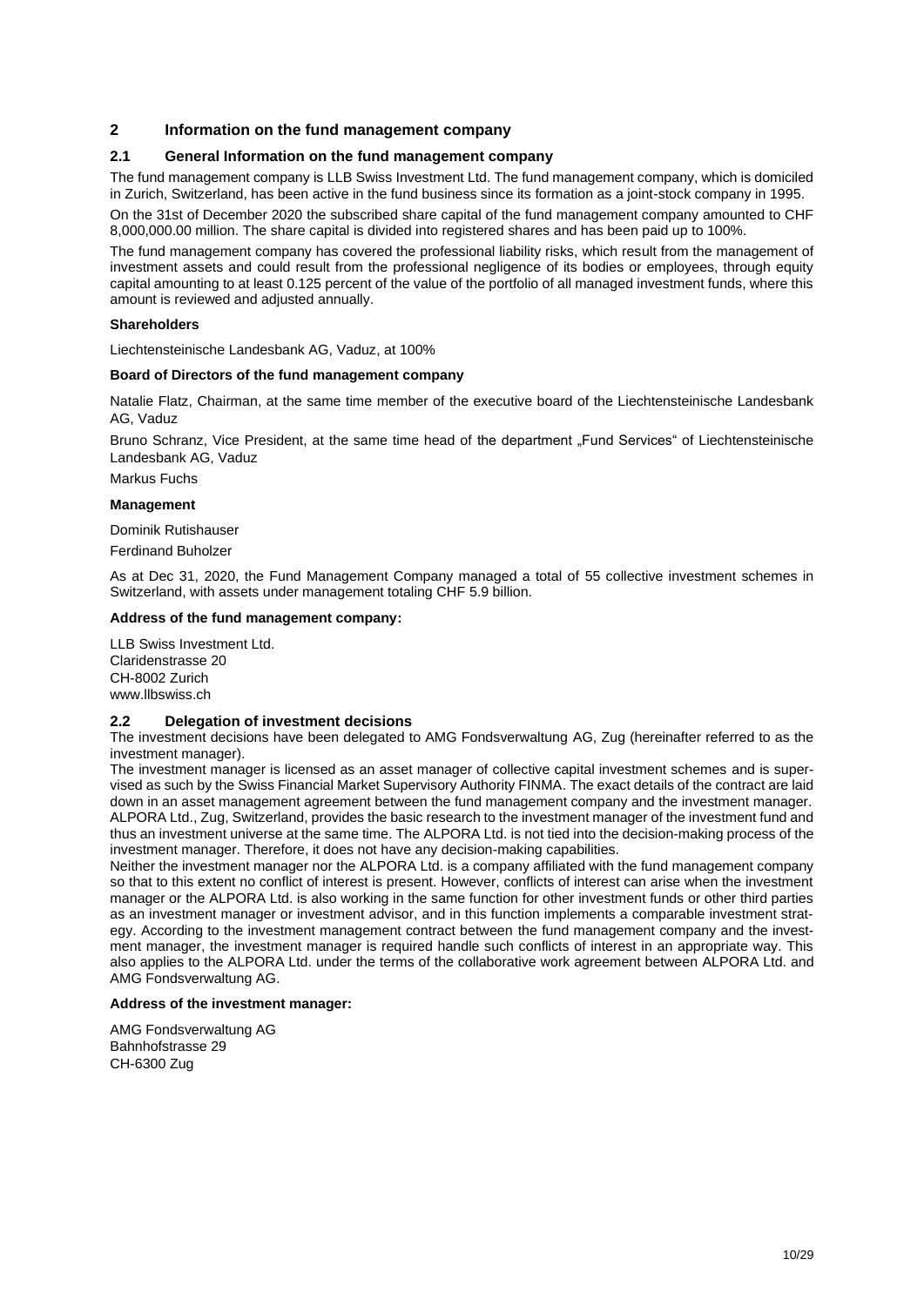## 2 Information on the fund management company

### 2.1 General Information on the fund management company

The fund management company is LLB Swiss Investment Ltd. The fund management company, which is domiciled in Zurich, Switzerland, has been active in the fund business since its formation as a joint-stock company in 1995.

On the 31st of December 2020 the subscribed share capital of the fund management company amounted to CHF 8,000,000.00 million. The share capital is divided into registered shares and has been paid up to 100%.

The fund management company has covered the professional liability risks, which result from the management of investment assets and could result from the professional negligence of its bodies or employees, through equity capital amounting to at least 0.125 percent of the value of the portfolio of all managed investment funds, where this amount is reviewed and adjusted annually.

**Shareholders**

Liechtensteinische Landesbank AG, Vaduz, at 100%

**Board of Directors of the fund management company**

Natalie Flatz, Chairman, at the same time member of the executive board of the Liechtensteinische Landesbank AG, Vaduz

Bruno Schranz, Vice President, at the same time head of the department „Fund Services“ of Liechtensteinische Landesbank AG, Vaduz

Markus Fuchs

**Management**

Dominik Rutishauser

Ferdinand Buholzer

As at Dec 31, 2020, the Fund Management Company managed a total of 55 collective investment schemes in Switzerland, with assets under management totaling CHF 5.9 billion.

**Address of the fund management company:**

LLB Swiss Investment Ltd.
Claridenstrasse 20
CH-8002 Zurich
www.llbswiss.ch

### 2.2 Delegation of investment decisions

The investment decisions have been delegated to AMG Fondsverwaltung AG, Zug (hereinafter referred to as the investment manager).

The investment manager is licensed as an asset manager of collective capital investment schemes and is supervised as such by the Swiss Financial Market Supervisory Authority FINMA. The exact details of the contract are laid down in an asset management agreement between the fund management company and the investment manager.

ALPORA Ltd., Zug, Switzerland, provides the basic research to the investment manager of the investment fund and thus an investment universe at the same time. The ALPORA Ltd. is not tied into the decision-making process of the investment manager. Therefore, it does not have any decision-making capabilities.

Neither the investment manager nor the ALPORA Ltd. is a company affiliated with the fund management company so that to this extent no conflict of interest is present. However, conflicts of interest can arise when the investment manager or the ALPORA Ltd. is also working in the same function for other investment funds or other third parties as an investment manager or investment advisor, and in this function implements a comparable investment strategy. According to the investment management contract between the fund management company and the investment manager, the investment manager is required handle such conflicts of interest in an appropriate way. This also applies to the ALPORA Ltd. under the terms of the collaborative work agreement between ALPORA Ltd. and AMG Fondsverwaltung AG.

**Address of the investment manager:**

AMG Fondsverwaltung AG
Bahnhofstrasse 29
CH-6300 Zug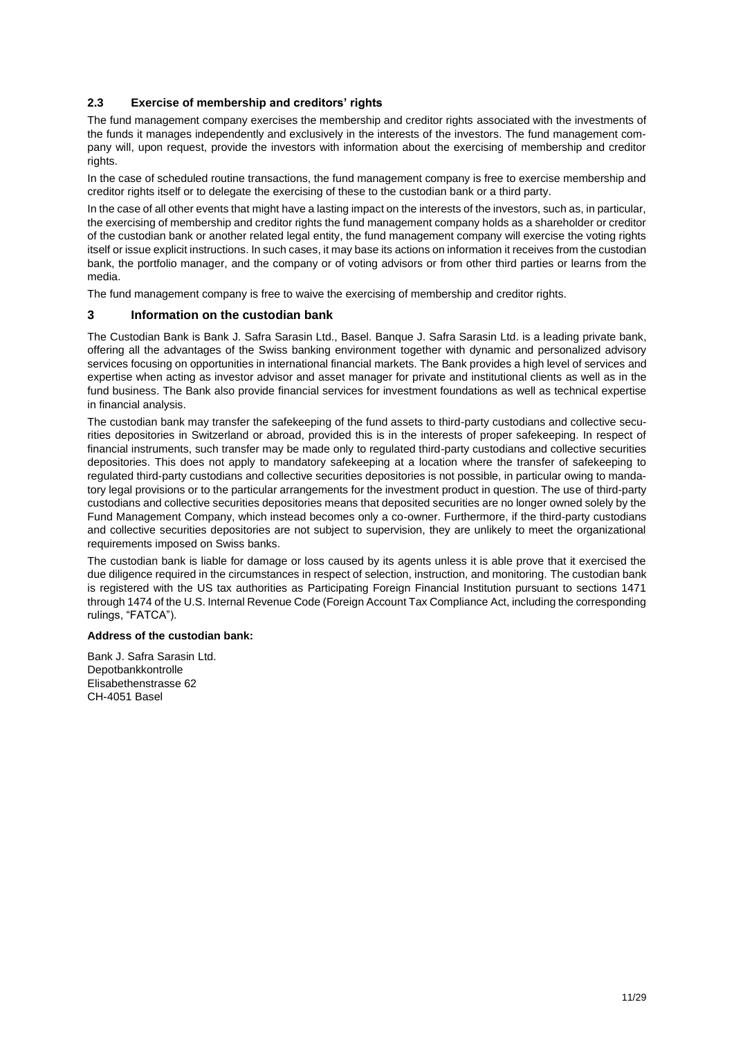### 2.3 Exercise of membership and creditors' rights

The fund management company exercises the membership and creditor rights associated with the investments of the funds it manages independently and exclusively in the interests of the investors. The fund management company will, upon request, provide the investors with information about the exercising of membership and creditor rights.

In the case of scheduled routine transactions, the fund management company is free to exercise membership and creditor rights itself or to delegate the exercising of these to the custodian bank or a third party.

In the case of all other events that might have a lasting impact on the interests of the investors, such as, in particular, the exercising of membership and creditor rights the fund management company holds as a shareholder or creditor of the custodian bank or another related legal entity, the fund management company will exercise the voting rights itself or issue explicit instructions. In such cases, it may base its actions on information it receives from the custodian bank, the portfolio manager, and the company or of voting advisors or from other third parties or learns from the media.

The fund management company is free to waive the exercising of membership and creditor rights.

## 3 Information on the custodian bank

The Custodian Bank is Bank J. Safra Sarasin Ltd., Basel. Banque J. Safra Sarasin Ltd. is a leading private bank, offering all the advantages of the Swiss banking environment together with dynamic and personalized advisory services focusing on opportunities in international financial markets. The Bank provides a high level of services and expertise when acting as investor advisor and asset manager for private and institutional clients as well as in the fund business. The Bank also provide financial services for investment foundations as well as technical expertise in financial analysis.

The custodian bank may transfer the safekeeping of the fund assets to third-party custodians and collective securities depositories in Switzerland or abroad, provided this is in the interests of proper safekeeping. In respect of financial instruments, such transfer may be made only to regulated third-party custodians and collective securities depositories. This does not apply to mandatory safekeeping at a location where the transfer of safekeeping to regulated third-party custodians and collective securities depositories is not possible, in particular owing to mandatory legal provisions or to the particular arrangements for the investment product in question. The use of third-party custodians and collective securities depositories means that deposited securities are no longer owned solely by the Fund Management Company, which instead becomes only a co-owner. Furthermore, if the third-party custodians and collective securities depositories are not subject to supervision, they are unlikely to meet the organizational requirements imposed on Swiss banks.

The custodian bank is liable for damage or loss caused by its agents unless it is able prove that it exercised the due diligence required in the circumstances in respect of selection, instruction, and monitoring. The custodian bank is registered with the US tax authorities as Participating Foreign Financial Institution pursuant to sections 1471 through 1474 of the U.S. Internal Revenue Code (Foreign Account Tax Compliance Act, including the corresponding rulings, "FATCA").

**Address of the custodian bank:**

Bank J. Safra Sarasin Ltd.
Depotbankkontrolle
Elisabethenstrasse 62
CH-4051 Basel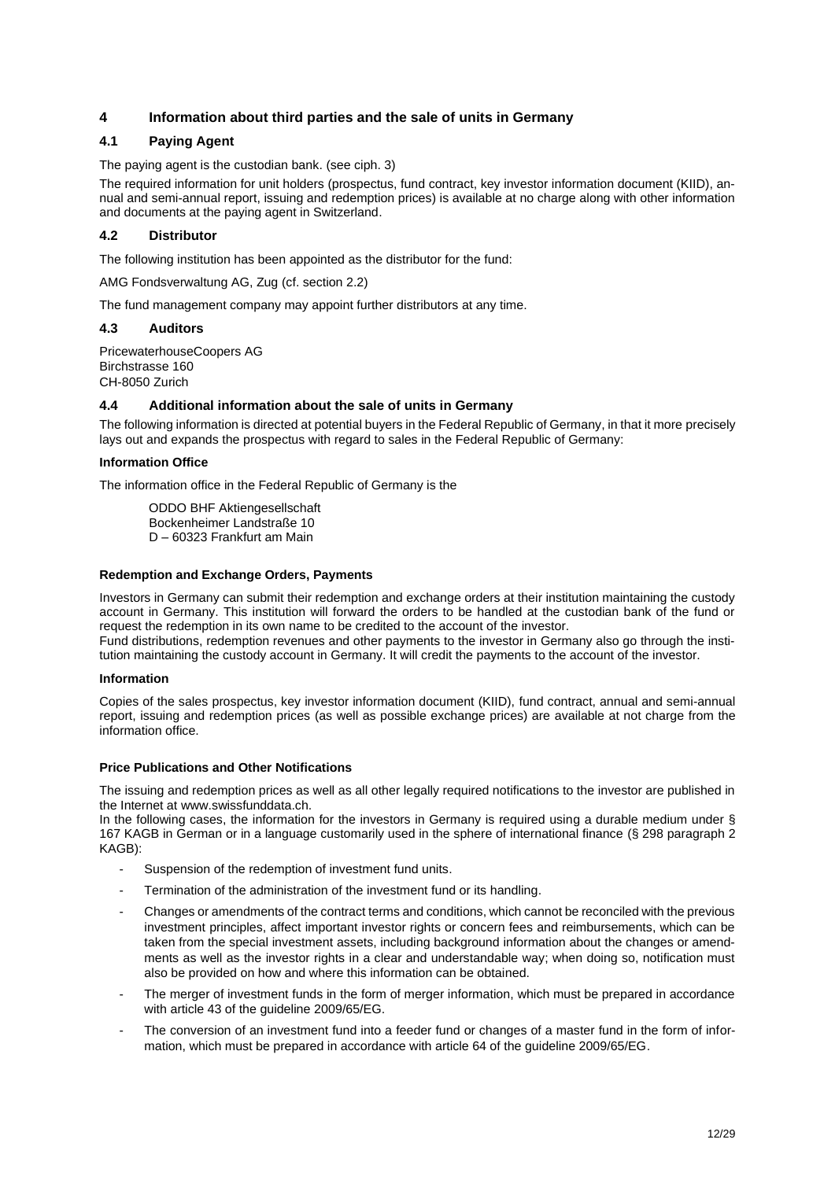## 4 Information about third parties and the sale of units in Germany

### 4.1 Paying Agent

The paying agent is the custodian bank. (see ciph. 3)

The required information for unit holders (prospectus, fund contract, key investor information document (KIID), annual and semi-annual report, issuing and redemption prices) is available at no charge along with other information and documents at the paying agent in Switzerland.

### 4.2 Distributor

The following institution has been appointed as the distributor for the fund:

AMG Fondsverwaltung AG, Zug (cf. section 2.2)

The fund management company may appoint further distributors at any time.

### 4.3 Auditors

PricewaterhouseCoopers AG
Birchstrasse 160
CH-8050 Zurich

### 4.4 Additional information about the sale of units in Germany

The following information is directed at potential buyers in the Federal Republic of Germany, in that it more precisely lays out and expands the prospectus with regard to sales in the Federal Republic of Germany:

**Information Office**

The information office in the Federal Republic of Germany is the

ODDO BHF Aktiengesellschaft
Bockenheimer Landstraße 10
D – 60323 Frankfurt am Main

**Redemption and Exchange Orders, Payments**

Investors in Germany can submit their redemption and exchange orders at their institution maintaining the custody account in Germany. This institution will forward the orders to be handled at the custodian bank of the fund or request the redemption in its own name to be credited to the account of the investor.
Fund distributions, redemption revenues and other payments to the investor in Germany also go through the institution maintaining the custody account in Germany. It will credit the payments to the account of the investor.

**Information**

Copies of the sales prospectus, key investor information document (KIID), fund contract, annual and semi-annual report, issuing and redemption prices (as well as possible exchange prices) are available at not charge from the information office.

**Price Publications and Other Notifications**

The issuing and redemption prices as well as all other legally required notifications to the investor are published in the Internet at www.swissfunddata.ch.
In the following cases, the information for the investors in Germany is required using a durable medium under § 167 KAGB in German or in a language customarily used in the sphere of international finance (§ 298 paragraph 2 KAGB):

- Suspension of the redemption of investment fund units.
- Termination of the administration of the investment fund or its handling.
- Changes or amendments of the contract terms and conditions, which cannot be reconciled with the previous investment principles, affect important investor rights or concern fees and reimbursements, which can be taken from the special investment assets, including background information about the changes or amendments as well as the investor rights in a clear and understandable way; when doing so, notification must also be provided on how and where this information can be obtained.
- The merger of investment funds in the form of merger information, which must be prepared in accordance with article 43 of the guideline 2009/65/EG.
- The conversion of an investment fund into a feeder fund or changes of a master fund in the form of information, which must be prepared in accordance with article 64 of the guideline 2009/65/EG.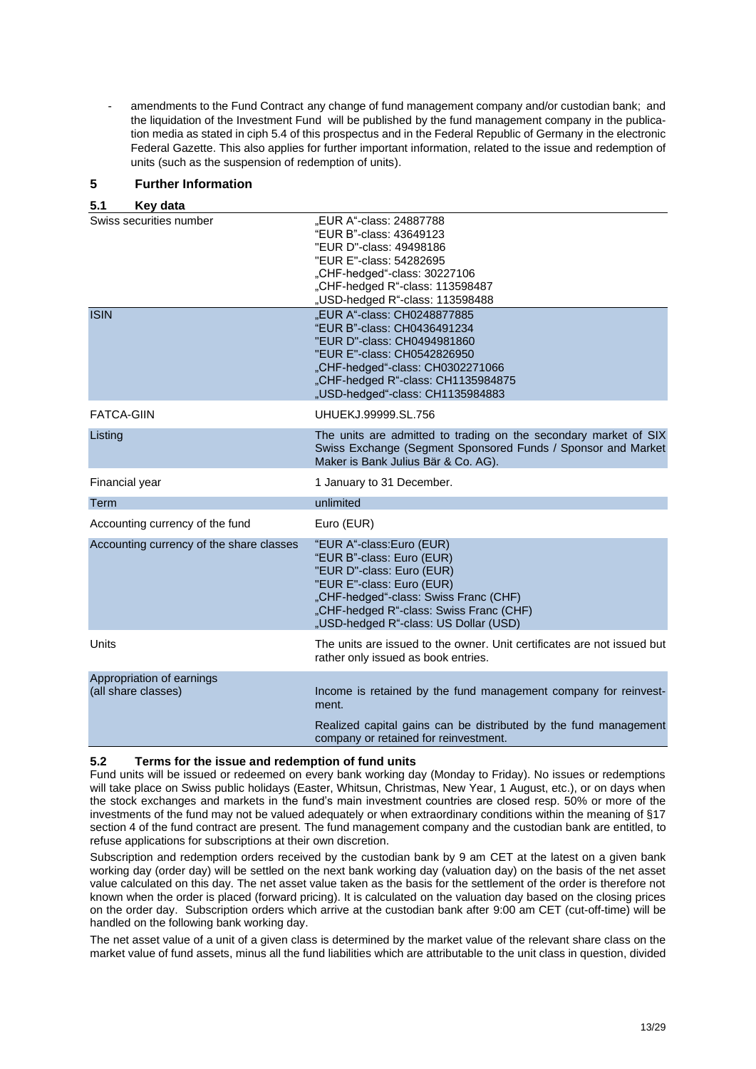- amendments to the Fund Contract any change of fund management company and/or custodian bank; and the liquidation of the Investment Fund will be published by the fund management company in the publication media as stated in ciph 5.4 of this prospectus and in the Federal Republic of Germany in the electronic Federal Gazette. This also applies for further important information, related to the issue and redemption of units (such as the suspension of redemption of units).

## 5 Further Information

### 5.1 Key data

| | |
|---|---|
| Swiss securities number | „EUR A"-class: 24887788<br>"EUR B"-class: 43649123<br>"EUR D"-class: 49498186<br>"EUR E"-class: 54282695<br>„CHF-hedged"-class: 30227106<br>„CHF-hedged R"-class: 113598487<br>„USD-hedged R"-class: 113598488 |
| ISIN | „EUR A"-class: CH0248877885<br>"EUR B"-class: CH0436491234<br>"EUR D"-class: CH0494981860<br>"EUR E"-class: CH0542826950<br>„CHF-hedged"-class: CH0302271066<br>„CHF-hedged R"-class: CH1135984875<br>„USD-hedged"-class: CH1135984883 |
| FATCA-GIIN | UHUEKJ.99999.SL.756 |
| Listing | The units are admitted to trading on the secondary market of SIX Swiss Exchange (Segment Sponsored Funds / Sponsor and Market Maker is Bank Julius Bär & Co. AG). |
| Financial year | 1 January to 31 December. |
| Term | unlimited |
| Accounting currency of the fund | Euro (EUR) |
| Accounting currency of the share classes | "EUR A"-class:Euro (EUR)<br>"EUR B"-class: Euro (EUR)<br>"EUR D"-class: Euro (EUR)<br>"EUR E"-class: Euro (EUR)<br>„CHF-hedged"-class: Swiss Franc (CHF)<br>„CHF-hedged R"-class: Swiss Franc (CHF)<br>„USD-hedged R"-class: US Dollar (USD) |
| Units | The units are issued to the owner. Unit certificates are not issued but rather only issued as book entries. |
| Appropriation of earnings (all share classes) | Income is retained by the fund management company for reinvestment.<br><br>Realized capital gains can be distributed by the fund management company or retained for reinvestment. |

### 5.2 Terms for the issue and redemption of fund units

Fund units will be issued or redeemed on every bank working day (Monday to Friday). No issues or redemptions will take place on Swiss public holidays (Easter, Whitsun, Christmas, New Year, 1 August, etc.), or on days when the stock exchanges and markets in the fund's main investment countries are closed resp. 50% or more of the investments of the fund may not be valued adequately or when extraordinary conditions within the meaning of §17 section 4 of the fund contract are present. The fund management company and the custodian bank are entitled, to refuse applications for subscriptions at their own discretion.

Subscription and redemption orders received by the custodian bank by 9 am CET at the latest on a given bank working day (order day) will be settled on the next bank working day (valuation day) on the basis of the net asset value calculated on this day. The net asset value taken as the basis for the settlement of the order is therefore not known when the order is placed (forward pricing). It is calculated on the valuation day based on the closing prices on the order day. Subscription orders which arrive at the custodian bank after 9:00 am CET (cut-off-time) will be handled on the following bank working day.

The net asset value of a unit of a given class is determined by the market value of the relevant share class on the market value of fund assets, minus all the fund liabilities which are attributable to the unit class in question, divided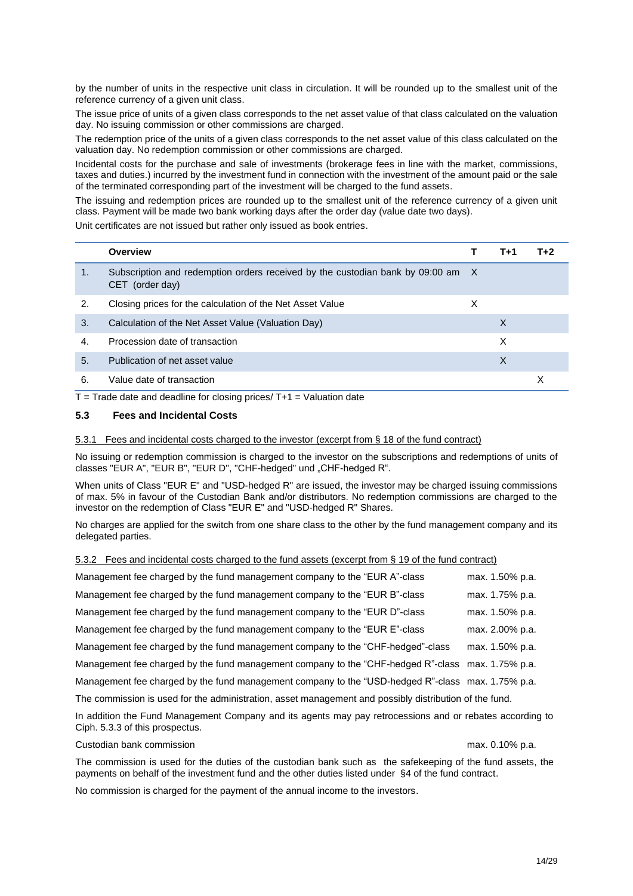by the number of units in the respective unit class in circulation. It will be rounded up to the smallest unit of the reference currency of a given unit class.

The issue price of units of a given class corresponds to the net asset value of that class calculated on the valuation day. No issuing commission or other commissions are charged.

The redemption price of the units of a given class corresponds to the net asset value of this class calculated on the valuation day. No redemption commission or other commissions are charged.

Incidental costs for the purchase and sale of investments (brokerage fees in line with the market, commissions, taxes and duties.) incurred by the investment fund in connection with the investment of the amount paid or the sale of the terminated corresponding part of the investment will be charged to the fund assets.

The issuing and redemption prices are rounded up to the smallest unit of the reference currency of a given unit class. Payment will be made two bank working days after the order day (value date two days).

Unit certificates are not issued but rather only issued as book entries.

| | Overview | T | T+1 | T+2 |
|---|---|---|---|---|
| 1. | Subscription and redemption orders received by the custodian bank by 09:00 am CET (order day) | X | | |
| 2. | Closing prices for the calculation of the Net Asset Value | X | | |
| 3. | Calculation of the Net Asset Value (Valuation Day) | | X | |
| 4. | Procession date of transaction | | X | |
| 5. | Publication of net asset value | | X | |
| 6. | Value date of transaction | | | X |

T = Trade date and deadline for closing prices/ T+1 = Valuation date

### 5.3 Fees and Incidental Costs

#### 5.3.1 Fees and incidental costs charged to the investor (excerpt from § 18 of the fund contract)

No issuing or redemption commission is charged to the investor on the subscriptions and redemptions of units of classes "EUR A", "EUR B", "EUR D", "CHF-hedged" und „CHF-hedged R".

When units of Class "EUR E" and "USD-hedged R" are issued, the investor may be charged issuing commissions of max. 5% in favour of the Custodian Bank and/or distributors. No redemption commissions are charged to the investor on the redemption of Class "EUR E" and "USD-hedged R" Shares.

No charges are applied for the switch from one share class to the other by the fund management company and its delegated parties.

#### 5.3.2 Fees and incidental costs charged to the fund assets (excerpt from § 19 of the fund contract)

| | |
|---|---|
| Management fee charged by the fund management company to the "EUR A"-class | max. 1.50% p.a. |
| Management fee charged by the fund management company to the "EUR B"-class | max. 1.75% p.a. |
| Management fee charged by the fund management company to the "EUR D"-class | max. 1.50% p.a. |
| Management fee charged by the fund management company to the "EUR E"-class | max. 2.00% p.a. |
| Management fee charged by the fund management company to the "CHF-hedged"-class | max. 1.50% p.a. |
| Management fee charged by the fund management company to the "CHF-hedged R"-class | max. 1.75% p.a. |
| Management fee charged by the fund management company to the "USD-hedged R"-class | max. 1.75% p.a. |

The commission is used for the administration, asset management and possibly distribution of the fund.

In addition the Fund Management Company and its agents may pay retrocessions and or rebates according to Ciph. 5.3.3 of this prospectus.

Custodian bank commission max. 0.10% p.a.

The commission is used for the duties of the custodian bank such as the safekeeping of the fund assets, the payments on behalf of the investment fund and the other duties listed under §4 of the fund contract.

No commission is charged for the payment of the annual income to the investors.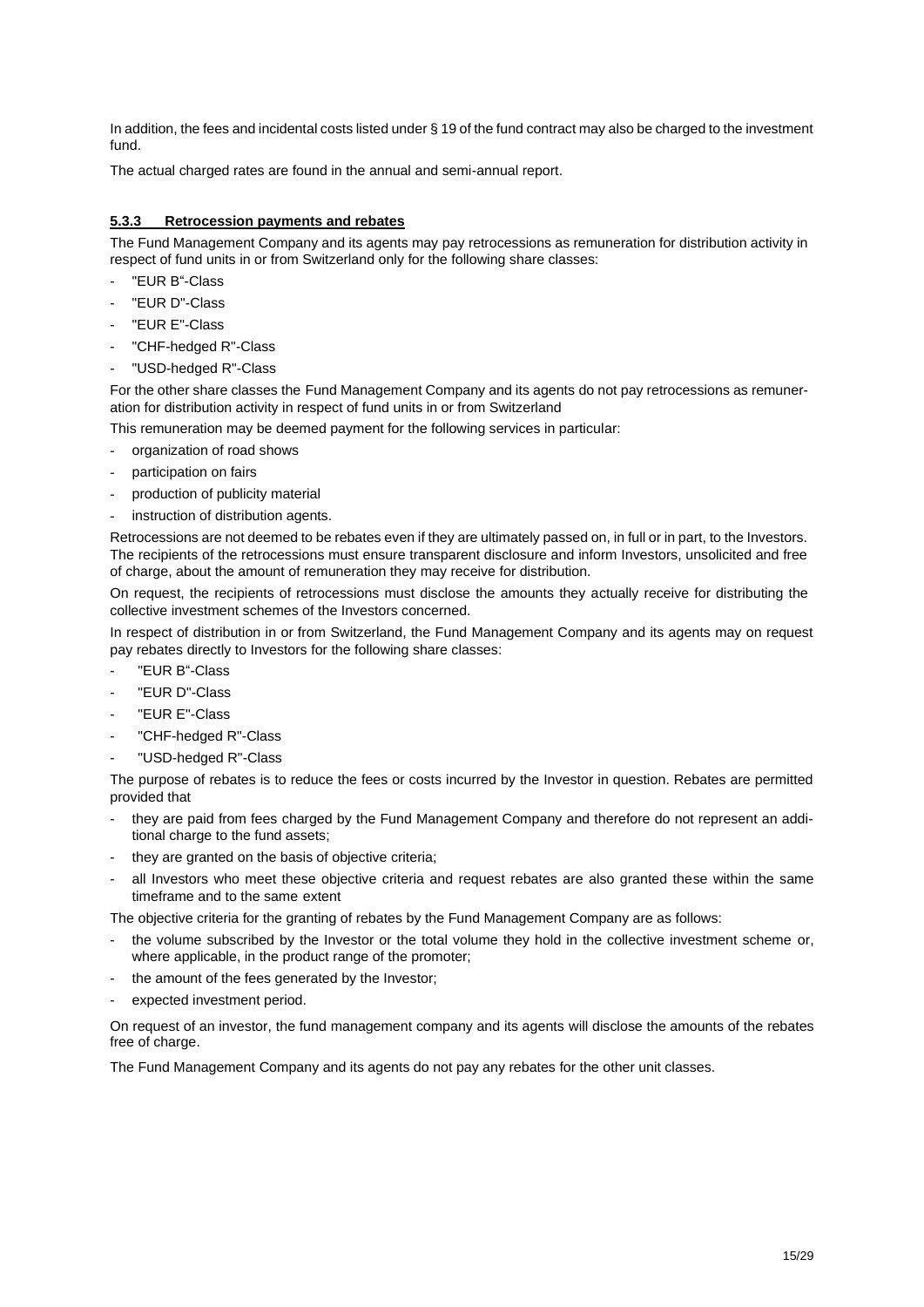In addition, the fees and incidental costs listed under § 19 of the fund contract may also be charged to the investment fund.

The actual charged rates are found in the annual and semi-annual report.

#### 5.3.3 Retrocession payments and rebates

The Fund Management Company and its agents may pay retrocessions as remuneration for distribution activity in respect of fund units in or from Switzerland only for the following share classes:

- "EUR B"-Class
- "EUR D"-Class
- "EUR E"-Class
- "CHF-hedged R"-Class
- "USD-hedged R"-Class

For the other share classes the Fund Management Company and its agents do not pay retrocessions as remuneration for distribution activity in respect of fund units in or from Switzerland

This remuneration may be deemed payment for the following services in particular:

- organization of road shows
- participation on fairs
- production of publicity material
- instruction of distribution agents.

Retrocessions are not deemed to be rebates even if they are ultimately passed on, in full or in part, to the Investors. The recipients of the retrocessions must ensure transparent disclosure and inform Investors, unsolicited and free of charge, about the amount of remuneration they may receive for distribution.

On request, the recipients of retrocessions must disclose the amounts they actually receive for distributing the collective investment schemes of the Investors concerned.

In respect of distribution in or from Switzerland, the Fund Management Company and its agents may on request pay rebates directly to Investors for the following share classes:

- "EUR B"-Class
- "EUR D"-Class
- "EUR E"-Class
- "CHF-hedged R"-Class
- "USD-hedged R"-Class

The purpose of rebates is to reduce the fees or costs incurred by the Investor in question. Rebates are permitted provided that

- they are paid from fees charged by the Fund Management Company and therefore do not represent an additional charge to the fund assets;
- they are granted on the basis of objective criteria;
- all Investors who meet these objective criteria and request rebates are also granted these within the same timeframe and to the same extent

The objective criteria for the granting of rebates by the Fund Management Company are as follows:

- the volume subscribed by the Investor or the total volume they hold in the collective investment scheme or, where applicable, in the product range of the promoter;
- the amount of the fees generated by the Investor;
- expected investment period.

On request of an investor, the fund management company and its agents will disclose the amounts of the rebates free of charge.

The Fund Management Company and its agents do not pay any rebates for the other unit classes.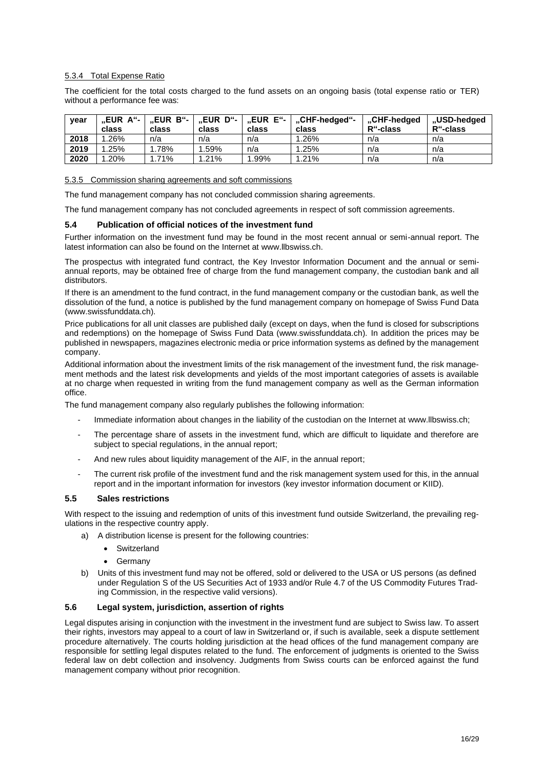5.3.4 Total Expense Ratio

The coefficient for the total costs charged to the fund assets on an ongoing basis (total expense ratio or TER) without a performance fee was:

| year | „EUR A"-class | „EUR B"-class | „EUR D"-class | „EUR E"-class | „CHF-hedged"-class | „CHF-hedged R"-class | „USD-hedged R"-class |
|---|---|---|---|---|---|---|---|
| **2018** | 1.26% | n/a | n/a | n/a | 1.26% | n/a | n/a |
| **2019** | 1.25% | 1.78% | 1.59% | n/a | 1.25% | n/a | n/a |
| **2020** | 1.20% | 1.71% | 1.21% | 1.99% | 1.21% | n/a | n/a |

5.3.5 Commission sharing agreements and soft commissions

The fund management company has not concluded commission sharing agreements.

The fund management company has not concluded agreements in respect of soft commission agreements.

### 5.4 Publication of official notices of the investment fund

Further information on the investment fund may be found in the most recent annual or semi-annual report. The latest information can also be found on the Internet at www.llbswiss.ch.

The prospectus with integrated fund contract, the Key Investor Information Document and the annual or semi-annual reports, may be obtained free of charge from the fund management company, the custodian bank and all distributors.

If there is an amendment to the fund contract, in the fund management company or the custodian bank, as well the dissolution of the fund, a notice is published by the fund management company on homepage of Swiss Fund Data (www.swissfunddata.ch).

Price publications for all unit classes are published daily (except on days, when the fund is closed for subscriptions and redemptions) on the homepage of Swiss Fund Data (www.swissfunddata.ch). In addition the prices may be published in newspapers, magazines electronic media or price information systems as defined by the management company.

Additional information about the investment limits of the risk management of the investment fund, the risk management methods and the latest risk developments and yields of the most important categories of assets is available at no charge when requested in writing from the fund management company as well as the German information office.

The fund management company also regularly publishes the following information:

- Immediate information about changes in the liability of the custodian on the Internet at www.llbswiss.ch;
- The percentage share of assets in the investment fund, which are difficult to liquidate and therefore are subject to special regulations, in the annual report;
- And new rules about liquidity management of the AIF, in the annual report;
- The current risk profile of the investment fund and the risk management system used for this, in the annual report and in the important information for investors (key investor information document or KIID).

### 5.5 Sales restrictions

With respect to the issuing and redemption of units of this investment fund outside Switzerland, the prevailing regulations in the respective country apply.

a) A distribution license is present for the following countries:
   - Switzerland
   - Germany
b) Units of this investment fund may not be offered, sold or delivered to the USA or US persons (as defined under Regulation S of the US Securities Act of 1933 and/or Rule 4.7 of the US Commodity Futures Trading Commission, in the respective valid versions).

### 5.6 Legal system, jurisdiction, assertion of rights

Legal disputes arising in conjunction with the investment in the investment fund are subject to Swiss law. To assert their rights, investors may appeal to a court of law in Switzerland or, if such is available, seek a dispute settlement procedure alternatively. The courts holding jurisdiction at the head offices of the fund management company are responsible for settling legal disputes related to the fund. The enforcement of judgments is oriented to the Swiss federal law on debt collection and insolvency. Judgments from Swiss courts can be enforced against the fund management company without prior recognition.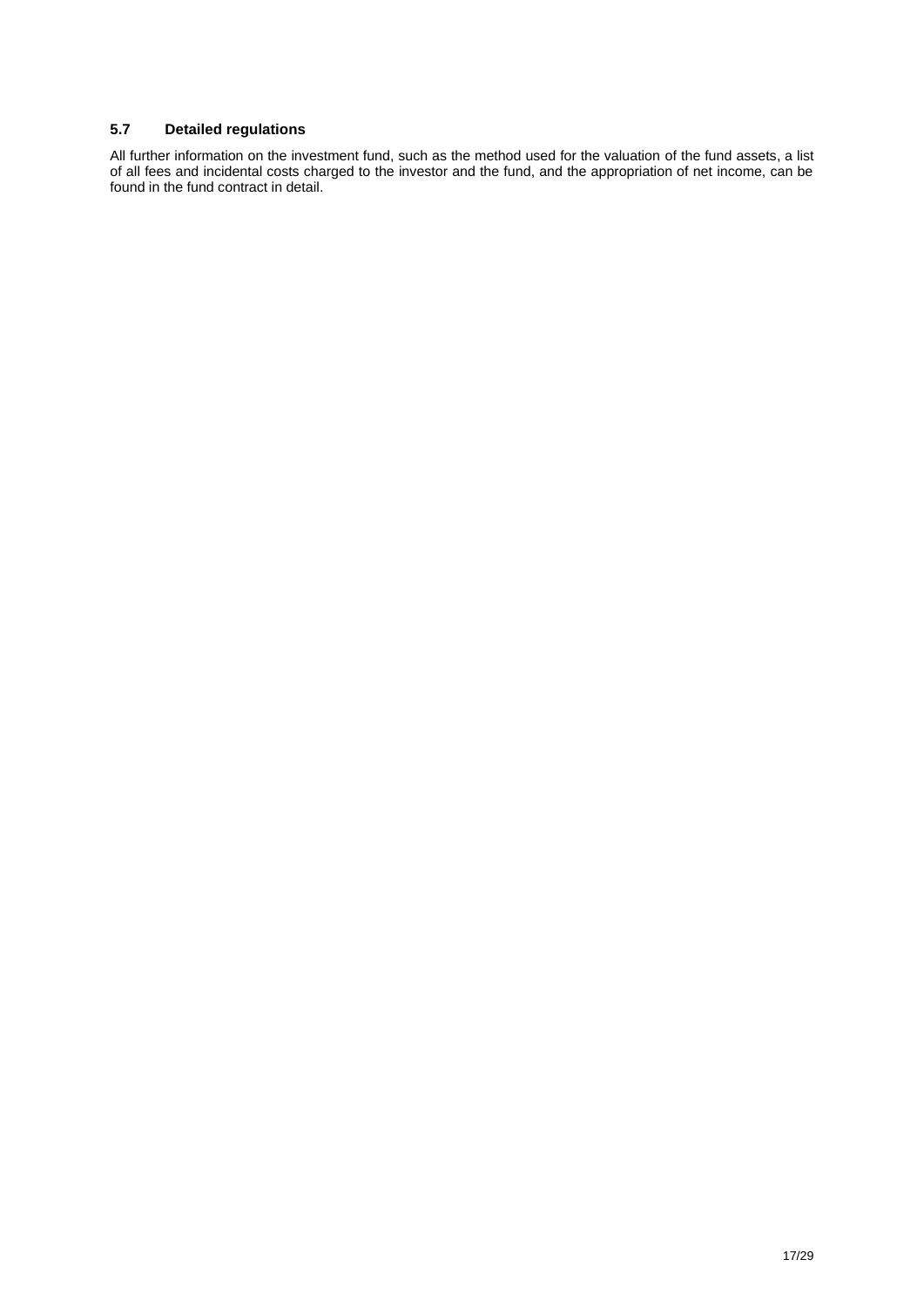### 5.7 Detailed regulations

All further information on the investment fund, such as the method used for the valuation of the fund assets, a list of all fees and incidental costs charged to the investor and the fund, and the appropriation of net income, can be found in the fund contract in detail.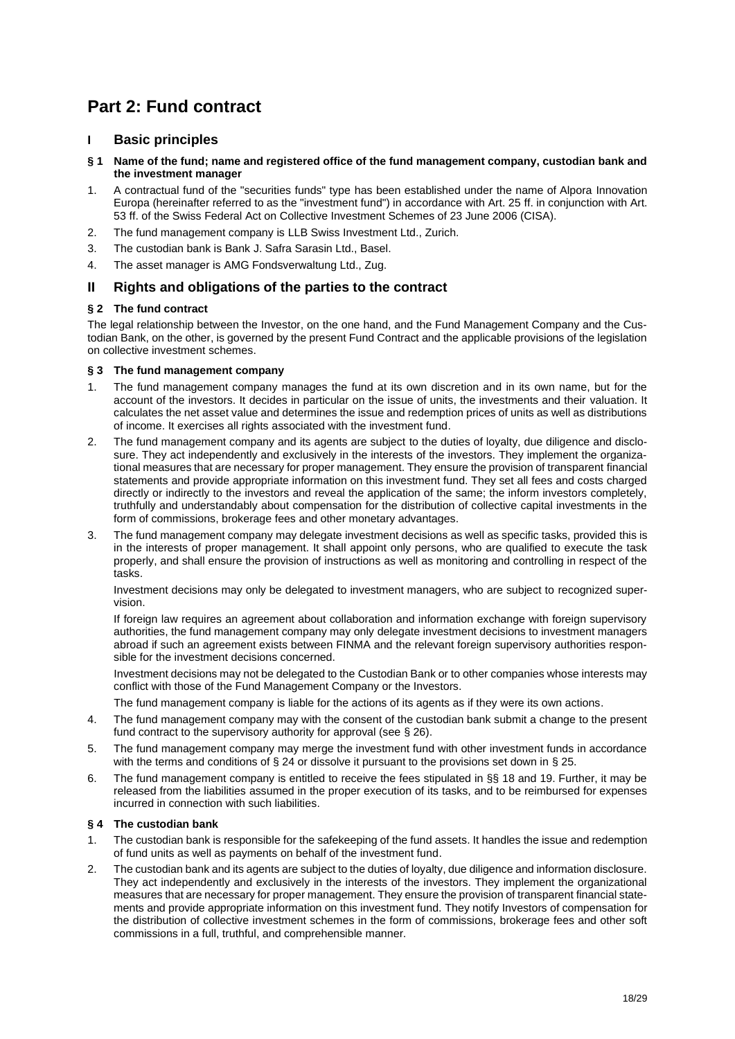# Part 2: Fund contract

## I Basic principles

### § 1 Name of the fund; name and registered office of the fund management company, custodian bank and the investment manager

1. A contractual fund of the "securities funds" type has been established under the name of Alpora Innovation Europa (hereinafter referred to as the "investment fund") in accordance with Art. 25 ff. in conjunction with Art. 53 ff. of the Swiss Federal Act on Collective Investment Schemes of 23 June 2006 (CISA).
2. The fund management company is LLB Swiss Investment Ltd., Zurich.
3. The custodian bank is Bank J. Safra Sarasin Ltd., Basel.
4. The asset manager is AMG Fondsverwaltung Ltd., Zug.

## II Rights and obligations of the parties to the contract

### § 2 The fund contract

The legal relationship between the Investor, on the one hand, and the Fund Management Company and the Custodian Bank, on the other, is governed by the present Fund Contract and the applicable provisions of the legislation on collective investment schemes.

### § 3 The fund management company

1. The fund management company manages the fund at its own discretion and in its own name, but for the account of the investors. It decides in particular on the issue of units, the investments and their valuation. It calculates the net asset value and determines the issue and redemption prices of units as well as distributions of income. It exercises all rights associated with the investment fund.
2. The fund management company and its agents are subject to the duties of loyalty, due diligence and disclosure. They act independently and exclusively in the interests of the investors. They implement the organizational measures that are necessary for proper management. They ensure the provision of transparent financial statements and provide appropriate information on this investment fund. They set all fees and costs charged directly or indirectly to the investors and reveal the application of the same; the inform investors completely, truthfully and understandably about compensation for the distribution of collective capital investments in the form of commissions, brokerage fees and other monetary advantages.
3. The fund management company may delegate investment decisions as well as specific tasks, provided this is in the interests of proper management. It shall appoint only persons, who are qualified to execute the task properly, and shall ensure the provision of instructions as well as monitoring and controlling in respect of the tasks.

   Investment decisions may only be delegated to investment managers, who are subject to recognized supervision.

   If foreign law requires an agreement about collaboration and information exchange with foreign supervisory authorities, the fund management company may only delegate investment decisions to investment managers abroad if such an agreement exists between FINMA and the relevant foreign supervisory authorities responsible for the investment decisions concerned.

   Investment decisions may not be delegated to the Custodian Bank or to other companies whose interests may conflict with those of the Fund Management Company or the Investors.

   The fund management company is liable for the actions of its agents as if they were its own actions.
4. The fund management company may with the consent of the custodian bank submit a change to the present fund contract to the supervisory authority for approval (see § 26).
5. The fund management company may merge the investment fund with other investment funds in accordance with the terms and conditions of § 24 or dissolve it pursuant to the provisions set down in § 25.
6. The fund management company is entitled to receive the fees stipulated in §§ 18 and 19. Further, it may be released from the liabilities assumed in the proper execution of its tasks, and to be reimbursed for expenses incurred in connection with such liabilities.

### § 4 The custodian bank

1. The custodian bank is responsible for the safekeeping of the fund assets. It handles the issue and redemption of fund units as well as payments on behalf of the investment fund.
2. The custodian bank and its agents are subject to the duties of loyalty, due diligence and information disclosure. They act independently and exclusively in the interests of the investors. They implement the organizational measures that are necessary for proper management. They ensure the provision of transparent financial statements and provide appropriate information on this investment fund. They notify Investors of compensation for the distribution of collective investment schemes in the form of commissions, brokerage fees and other soft commissions in a full, truthful, and comprehensible manner.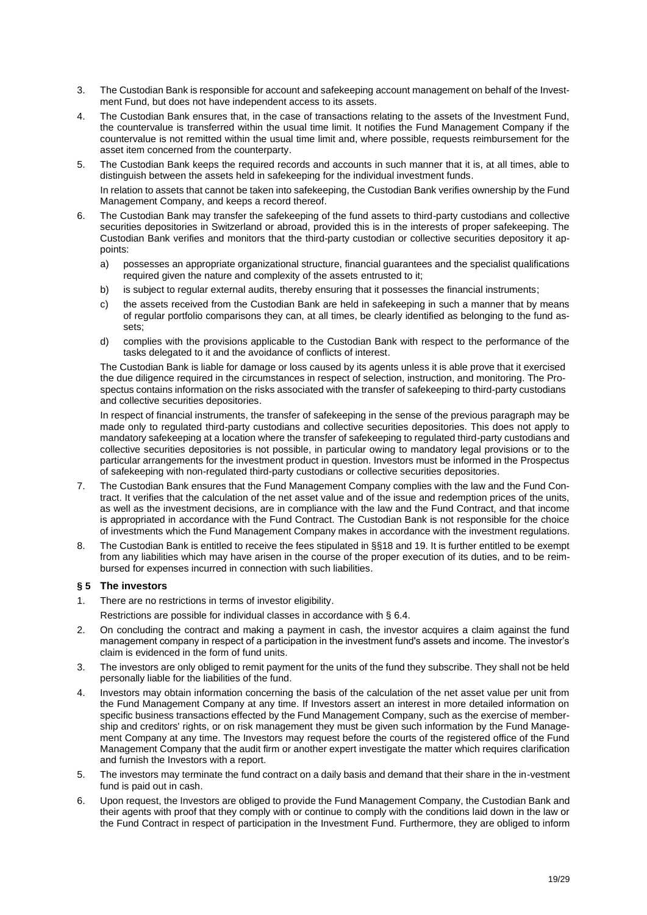3. The Custodian Bank is responsible for account and safekeeping account management on behalf of the Investment Fund, but does not have independent access to its assets.
4. The Custodian Bank ensures that, in the case of transactions relating to the assets of the Investment Fund, the countervalue is transferred within the usual time limit. It notifies the Fund Management Company if the countervalue is not remitted within the usual time limit and, where possible, requests reimbursement for the asset item concerned from the counterparty.
5. The Custodian Bank keeps the required records and accounts in such manner that it is, at all times, able to distinguish between the assets held in safekeeping for the individual investment funds.

   In relation to assets that cannot be taken into safekeeping, the Custodian Bank verifies ownership by the Fund Management Company, and keeps a record thereof.
6. The Custodian Bank may transfer the safekeeping of the fund assets to third-party custodians and collective securities depositories in Switzerland or abroad, provided this is in the interests of proper safekeeping. The Custodian Bank verifies and monitors that the third-party custodian or collective securities depository it appoints:
   a) possesses an appropriate organizational structure, financial guarantees and the specialist qualifications required given the nature and complexity of the assets entrusted to it;
   b) is subject to regular external audits, thereby ensuring that it possesses the financial instruments;
   c) the assets received from the Custodian Bank are held in safekeeping in such a manner that by means of regular portfolio comparisons they can, at all times, be clearly identified as belonging to the fund assets;
   d) complies with the provisions applicable to the Custodian Bank with respect to the performance of the tasks delegated to it and the avoidance of conflicts of interest.

   The Custodian Bank is liable for damage or loss caused by its agents unless it is able prove that it exercised the due diligence required in the circumstances in respect of selection, instruction, and monitoring. The Prospectus contains information on the risks associated with the transfer of safekeeping to third-party custodians and collective securities depositories.

   In respect of financial instruments, the transfer of safekeeping in the sense of the previous paragraph may be made only to regulated third-party custodians and collective securities depositories. This does not apply to mandatory safekeeping at a location where the transfer of safekeeping to regulated third-party custodians and collective securities depositories is not possible, in particular owing to mandatory legal provisions or to the particular arrangements for the investment product in question. Investors must be informed in the Prospectus of safekeeping with non-regulated third-party custodians or collective securities depositories.
7. The Custodian Bank ensures that the Fund Management Company complies with the law and the Fund Contract. It verifies that the calculation of the net asset value and of the issue and redemption prices of the units, as well as the investment decisions, are in compliance with the law and the Fund Contract, and that income is appropriated in accordance with the Fund Contract. The Custodian Bank is not responsible for the choice of investments which the Fund Management Company makes in accordance with the investment regulations.
8. The Custodian Bank is entitled to receive the fees stipulated in §§18 and 19. It is further entitled to be exempt from any liabilities which may have arisen in the course of the proper execution of its duties, and to be reimbursed for expenses incurred in connection with such liabilities.

### § 5 The investors

1. There are no restrictions in terms of investor eligibility.

   Restrictions are possible for individual classes in accordance with § 6.4.
2. On concluding the contract and making a payment in cash, the investor acquires a claim against the fund management company in respect of a participation in the investment fund's assets and income. The investor's claim is evidenced in the form of fund units.
3. The investors are only obliged to remit payment for the units of the fund they subscribe. They shall not be held personally liable for the liabilities of the fund.
4. Investors may obtain information concerning the basis of the calculation of the net asset value per unit from the Fund Management Company at any time. If Investors assert an interest in more detailed information on specific business transactions effected by the Fund Management Company, such as the exercise of membership and creditors' rights, or on risk management they must be given such information by the Fund Management Company at any time. The Investors may request before the courts of the registered office of the Fund Management Company that the audit firm or another expert investigate the matter which requires clarification and furnish the Investors with a report.
5. The investors may terminate the fund contract on a daily basis and demand that their share in the in-vestment fund is paid out in cash.
6. Upon request, the Investors are obliged to provide the Fund Management Company, the Custodian Bank and their agents with proof that they comply with or continue to comply with the conditions laid down in the law or the Fund Contract in respect of participation in the Investment Fund. Furthermore, they are obliged to inform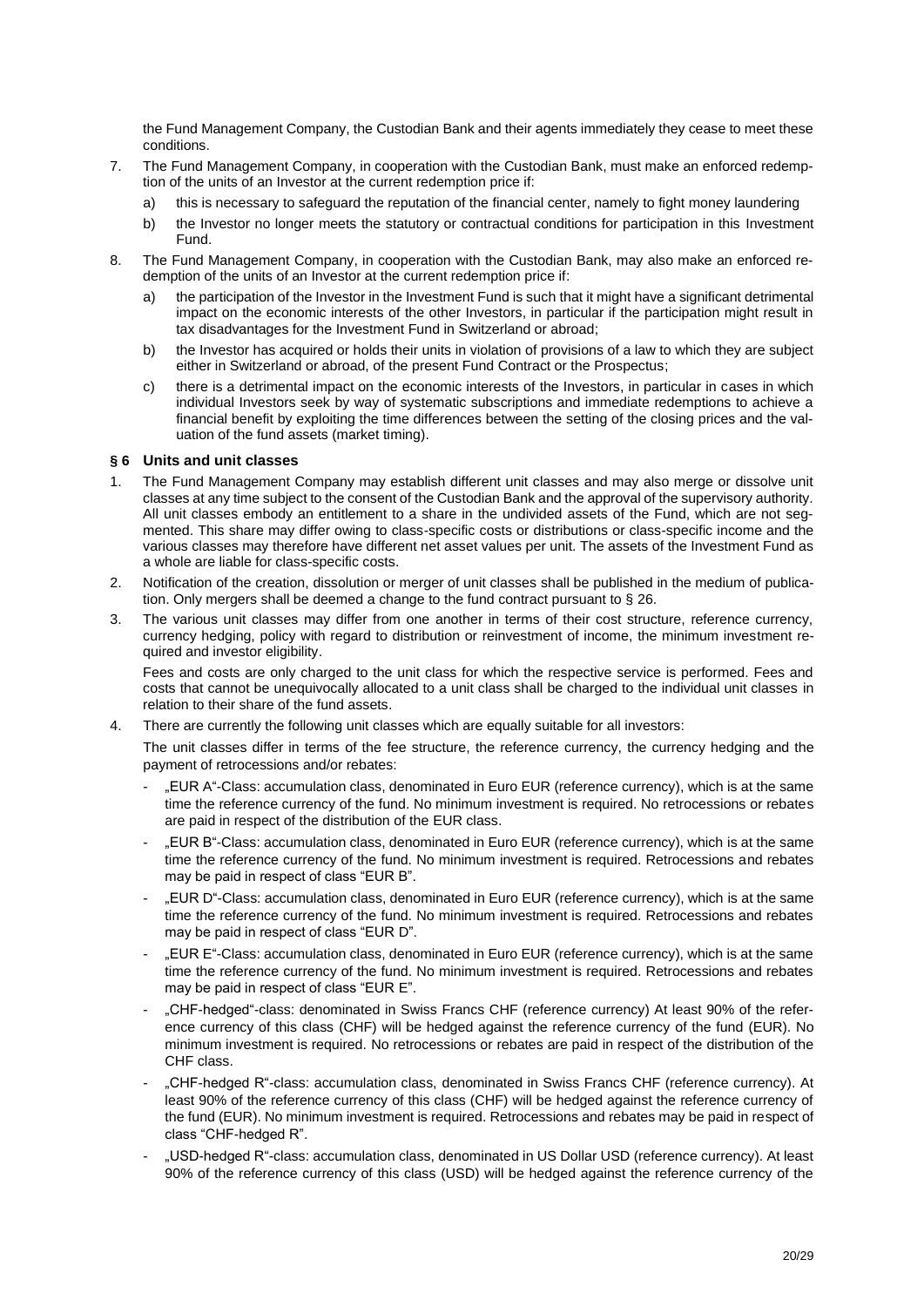the Fund Management Company, the Custodian Bank and their agents immediately they cease to meet these conditions.

7. The Fund Management Company, in cooperation with the Custodian Bank, must make an enforced redemption of the units of an Investor at the current redemption price if:
   a) this is necessary to safeguard the reputation of the financial center, namely to fight money laundering
   b) the Investor no longer meets the statutory or contractual conditions for participation in this Investment Fund.
8. The Fund Management Company, in cooperation with the Custodian Bank, may also make an enforced redemption of the units of an Investor at the current redemption price if:
   a) the participation of the Investor in the Investment Fund is such that it might have a significant detrimental impact on the economic interests of the other Investors, in particular if the participation might result in tax disadvantages for the Investment Fund in Switzerland or abroad;
   b) the Investor has acquired or holds their units in violation of provisions of a law to which they are subject either in Switzerland or abroad, of the present Fund Contract or the Prospectus;
   c) there is a detrimental impact on the economic interests of the Investors, in particular in cases in which individual Investors seek by way of systematic subscriptions and immediate redemptions to achieve a financial benefit by exploiting the time differences between the setting of the closing prices and the valuation of the fund assets (market timing).

### § 6 Units and unit classes

1. The Fund Management Company may establish different unit classes and may also merge or dissolve unit classes at any time subject to the consent of the Custodian Bank and the approval of the supervisory authority. All unit classes embody an entitlement to a share in the undivided assets of the Fund, which are not segmented. This share may differ owing to class-specific costs or distributions or class-specific income and the various classes may therefore have different net asset values per unit. The assets of the Investment Fund as a whole are liable for class-specific costs.
2. Notification of the creation, dissolution or merger of unit classes shall be published in the medium of publication. Only mergers shall be deemed a change to the fund contract pursuant to § 26.
3. The various unit classes may differ from one another in terms of their cost structure, reference currency, currency hedging, policy with regard to distribution or reinvestment of income, the minimum investment required and investor eligibility.

   Fees and costs are only charged to the unit class for which the respective service is performed. Fees and costs that cannot be unequivocally allocated to a unit class shall be charged to the individual unit classes in relation to their share of the fund assets.
4. There are currently the following unit classes which are equally suitable for all investors:

   The unit classes differ in terms of the fee structure, the reference currency, the currency hedging and the payment of retrocessions and/or rebates:

   - „EUR A"-Class: accumulation class, denominated in Euro EUR (reference currency), which is at the same time the reference currency of the fund. No minimum investment is required. No retrocessions or rebates are paid in respect of the distribution of the EUR class.
   - „EUR B"-Class: accumulation class, denominated in Euro EUR (reference currency), which is at the same time the reference currency of the fund. No minimum investment is required. Retrocessions and rebates may be paid in respect of class "EUR B".
   - „EUR D"-Class: accumulation class, denominated in Euro EUR (reference currency), which is at the same time the reference currency of the fund. No minimum investment is required. Retrocessions and rebates may be paid in respect of class "EUR D".
   - „EUR E"-Class: accumulation class, denominated in Euro EUR (reference currency), which is at the same time the reference currency of the fund. No minimum investment is required. Retrocessions and rebates may be paid in respect of class "EUR E".
   - „CHF-hedged"-class: denominated in Swiss Francs CHF (reference currency) At least 90% of the reference currency of this class (CHF) will be hedged against the reference currency of the fund (EUR). No minimum investment is required. No retrocessions or rebates are paid in respect of the distribution of the CHF class.
   - „CHF-hedged R"-class: accumulation class, denominated in Swiss Francs CHF (reference currency). At least 90% of the reference currency of this class (CHF) will be hedged against the reference currency of the fund (EUR). No minimum investment is required. Retrocessions and rebates may be paid in respect of class "CHF-hedged R".
   - „USD-hedged R"-class: accumulation class, denominated in US Dollar USD (reference currency). At least 90% of the reference currency of this class (USD) will be hedged against the reference currency of the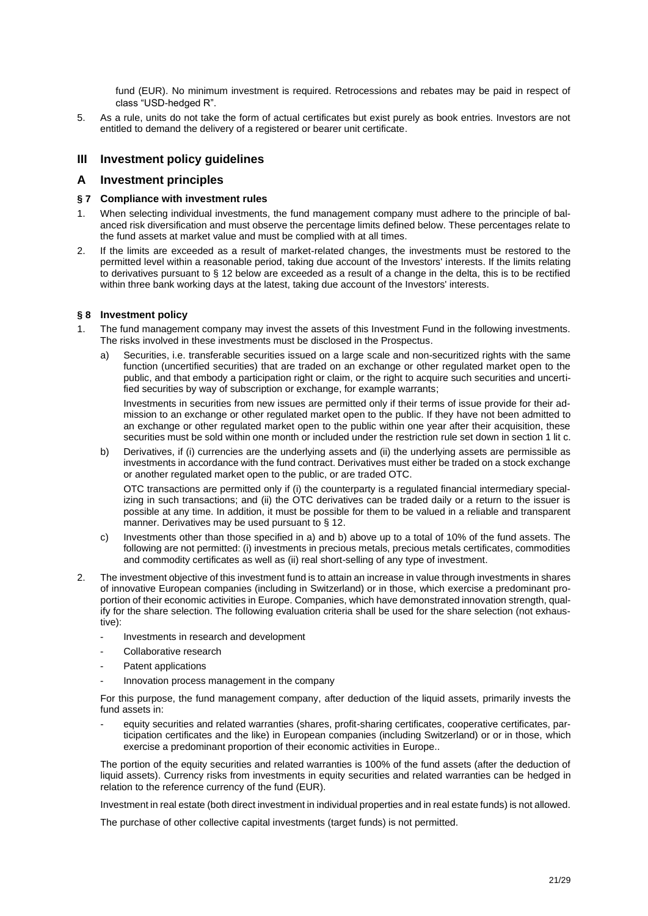fund (EUR). No minimum investment is required. Retrocessions and rebates may be paid in respect of class "USD-hedged R".

5. As a rule, units do not take the form of actual certificates but exist purely as book entries. Investors are not entitled to demand the delivery of a registered or bearer unit certificate.

# III Investment policy guidelines

## A Investment principles

### § 7 Compliance with investment rules

1. When selecting individual investments, the fund management company must adhere to the principle of balanced risk diversification and must observe the percentage limits defined below. These percentages relate to the fund assets at market value and must be complied with at all times.
2. If the limits are exceeded as a result of market-related changes, the investments must be restored to the permitted level within a reasonable period, taking due account of the Investors' interests. If the limits relating to derivatives pursuant to § 12 below are exceeded as a result of a change in the delta, this is to be rectified within three bank working days at the latest, taking due account of the Investors' interests.

### § 8 Investment policy

1. The fund management company may invest the assets of this Investment Fund in the following investments. The risks involved in these investments must be disclosed in the Prospectus.
   a) Securities, i.e. transferable securities issued on a large scale and non-securitized rights with the same function (uncertified securities) that are traded on an exchange or other regulated market open to the public, and that embody a participation right or claim, or the right to acquire such securities and uncertified securities by way of subscription or exchange, for example warrants;

      Investments in securities from new issues are permitted only if their terms of issue provide for their admission to an exchange or other regulated market open to the public. If they have not been admitted to an exchange or other regulated market open to the public within one year after their acquisition, these securities must be sold within one month or included under the restriction rule set down in section 1 lit c.

   b) Derivatives, if (i) currencies are the underlying assets and (ii) the underlying assets are permissible as investments in accordance with the fund contract. Derivatives must either be traded on a stock exchange or another regulated market open to the public, or are traded OTC.

      OTC transactions are permitted only if (i) the counterparty is a regulated financial intermediary specializing in such transactions; and (ii) the OTC derivatives can be traded daily or a return to the issuer is possible at any time. In addition, it must be possible for them to be valued in a reliable and transparent manner. Derivatives may be used pursuant to § 12.

   c) Investments other than those specified in a) and b) above up to a total of 10% of the fund assets. The following are not permitted: (i) investments in precious metals, precious metals certificates, commodities and commodity certificates as well as (ii) real short-selling of any type of investment.

2. The investment objective of this investment fund is to attain an increase in value through investments in shares of innovative European companies (including in Switzerland) or in those, which exercise a predominant proportion of their economic activities in Europe. Companies, which have demonstrated innovation strength, qualify for the share selection. The following evaluation criteria shall be used for the share selection (not exhaustive):

   - Investments in research and development
   - Collaborative research
   - Patent applications
   - Innovation process management in the company

   For this purpose, the fund management company, after deduction of the liquid assets, primarily invests the fund assets in:

   - equity securities and related warranties (shares, profit-sharing certificates, cooperative certificates, participation certificates and the like) in European companies (including Switzerland) or or in those, which exercise a predominant proportion of their economic activities in Europe..

   The portion of the equity securities and related warranties is 100% of the fund assets (after the deduction of liquid assets). Currency risks from investments in equity securities and related warranties can be hedged in relation to the reference currency of the fund (EUR).

   Investment in real estate (both direct investment in individual properties and in real estate funds) is not allowed.

   The purchase of other collective capital investments (target funds) is not permitted.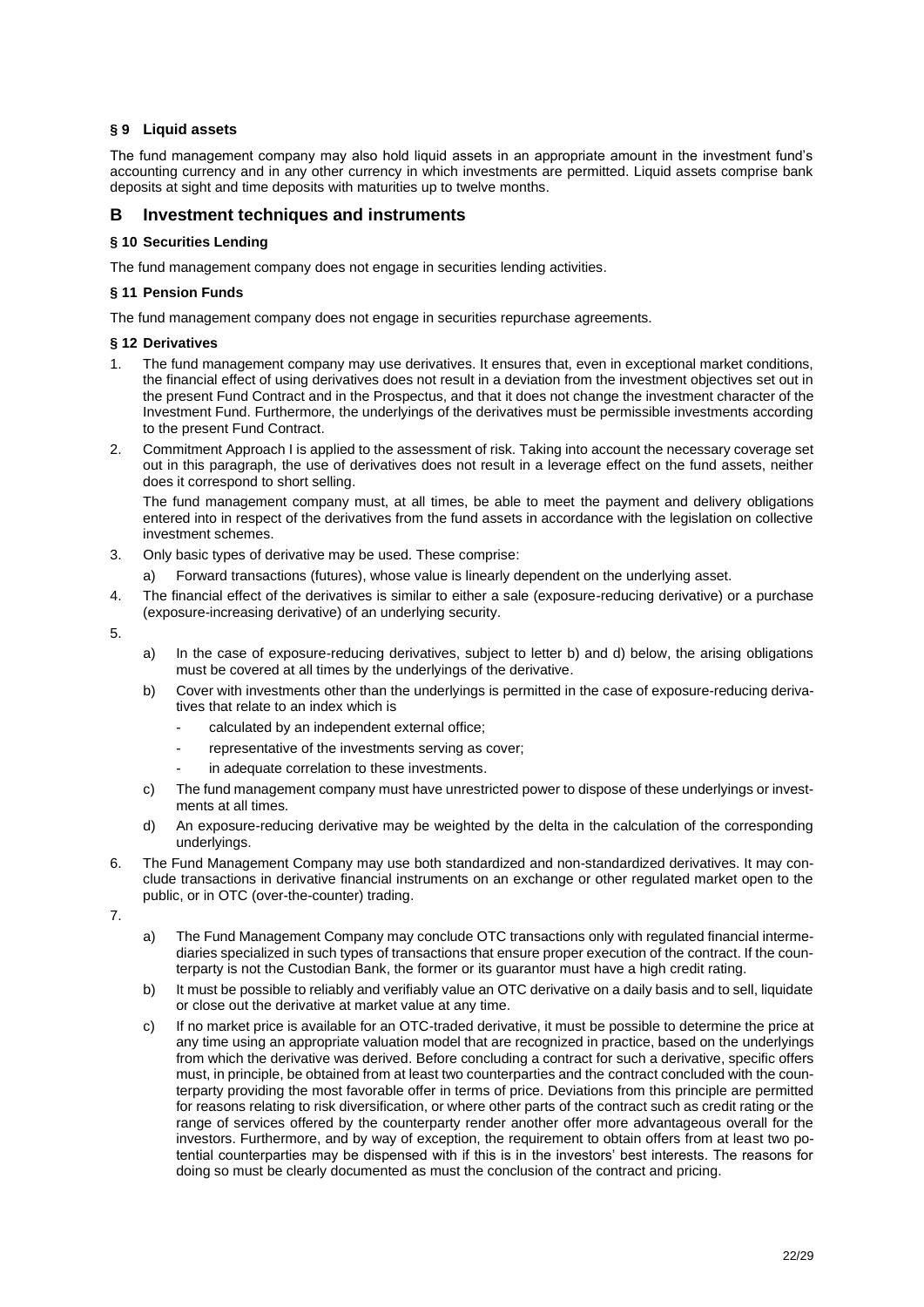### § 9 Liquid assets

The fund management company may also hold liquid assets in an appropriate amount in the investment fund's accounting currency and in any other currency in which investments are permitted. Liquid assets comprise bank deposits at sight and time deposits with maturities up to twelve months.

## B Investment techniques and instruments

### § 10 Securities Lending

The fund management company does not engage in securities lending activities.

### § 11 Pension Funds

The fund management company does not engage in securities repurchase agreements.

### § 12 Derivatives

1. The fund management company may use derivatives. It ensures that, even in exceptional market conditions, the financial effect of using derivatives does not result in a deviation from the investment objectives set out in the present Fund Contract and in the Prospectus, and that it does not change the investment character of the Investment Fund. Furthermore, the underlyings of the derivatives must be permissible investments according to the present Fund Contract.
2. Commitment Approach I is applied to the assessment of risk. Taking into account the necessary coverage set out in this paragraph, the use of derivatives does not result in a leverage effect on the fund assets, neither does it correspond to short selling.

   The fund management company must, at all times, be able to meet the payment and delivery obligations entered into in respect of the derivatives from the fund assets in accordance with the legislation on collective investment schemes.
3. Only basic types of derivative may be used. These comprise:
   a) Forward transactions (futures), whose value is linearly dependent on the underlying asset.
4. The financial effect of the derivatives is similar to either a sale (exposure-reducing derivative) or a purchase (exposure-increasing derivative) of an underlying security.
5. 
   a) In the case of exposure-reducing derivatives, subject to letter b) and d) below, the arising obligations must be covered at all times by the underlyings of the derivative.
   b) Cover with investments other than the underlyings is permitted in the case of exposure-reducing derivatives that relate to an index which is
      - calculated by an independent external office;
      - representative of the investments serving as cover;
      - in adequate correlation to these investments.
   c) The fund management company must have unrestricted power to dispose of these underlyings or investments at all times.
   d) An exposure-reducing derivative may be weighted by the delta in the calculation of the corresponding underlyings.
6. The Fund Management Company may use both standardized and non-standardized derivatives. It may conclude transactions in derivative financial instruments on an exchange or other regulated market open to the public, or in OTC (over-the-counter) trading.
7. 
   a) The Fund Management Company may conclude OTC transactions only with regulated financial intermediaries specialized in such types of transactions that ensure proper execution of the contract. If the counterparty is not the Custodian Bank, the former or its guarantor must have a high credit rating.
   b) It must be possible to reliably and verifiably value an OTC derivative on a daily basis and to sell, liquidate or close out the derivative at market value at any time.
   c) If no market price is available for an OTC-traded derivative, it must be possible to determine the price at any time using an appropriate valuation model that are recognized in practice, based on the underlyings from which the derivative was derived. Before concluding a contract for such a derivative, specific offers must, in principle, be obtained from at least two counterparties and the contract concluded with the counterparty providing the most favorable offer in terms of price. Deviations from this principle are permitted for reasons relating to risk diversification, or where other parts of the contract such as credit rating or the range of services offered by the counterparty render another offer more advantageous overall for the investors. Furthermore, and by way of exception, the requirement to obtain offers from at least two potential counterparties may be dispensed with if this is in the investors' best interests. The reasons for doing so must be clearly documented as must the conclusion of the contract and pricing.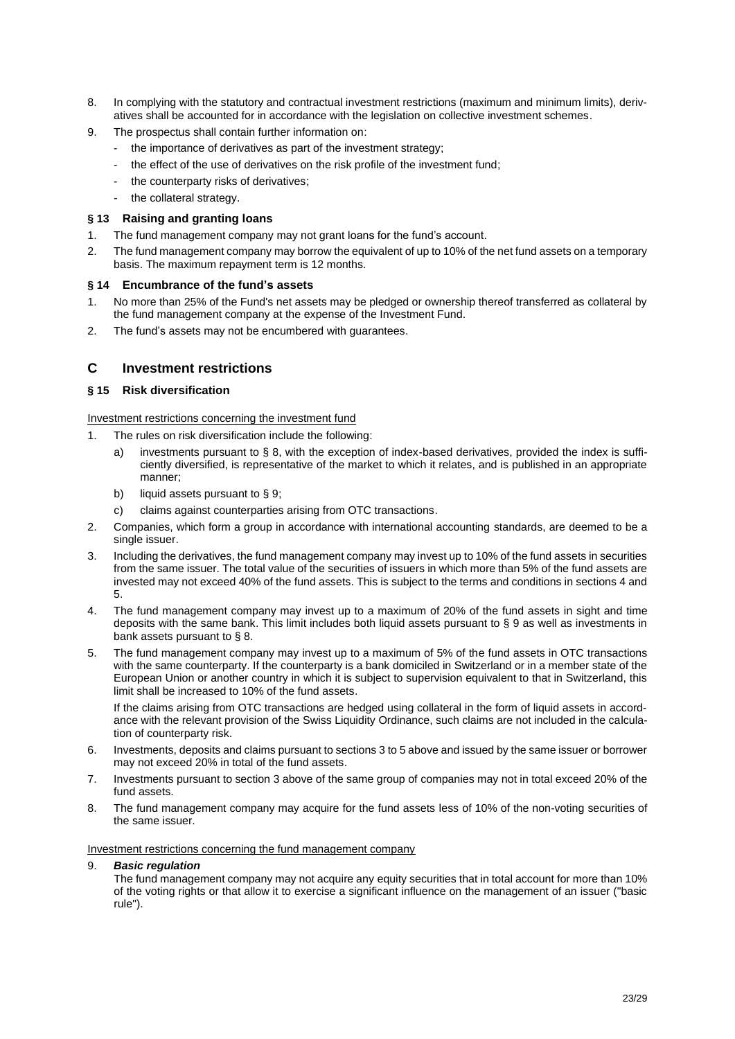8. In complying with the statutory and contractual investment restrictions (maximum and minimum limits), derivatives shall be accounted for in accordance with the legislation on collective investment schemes.
9. The prospectus shall contain further information on:
   - the importance of derivatives as part of the investment strategy;
   - the effect of the use of derivatives on the risk profile of the investment fund;
   - the counterparty risks of derivatives;
   - the collateral strategy.

### § 13 Raising and granting loans

1. The fund management company may not grant loans for the fund's account.
2. The fund management company may borrow the equivalent of up to 10% of the net fund assets on a temporary basis. The maximum repayment term is 12 months.

### § 14 Encumbrance of the fund's assets

1. No more than 25% of the Fund's net assets may be pledged or ownership thereof transferred as collateral by the fund management company at the expense of the Investment Fund.
2. The fund's assets may not be encumbered with guarantees.

## C Investment restrictions

### § 15 Risk diversification

Investment restrictions concerning the investment fund

1. The rules on risk diversification include the following:
   a) investments pursuant to § 8, with the exception of index-based derivatives, provided the index is sufficiently diversified, is representative of the market to which it relates, and is published in an appropriate manner;
   b) liquid assets pursuant to § 9;
   c) claims against counterparties arising from OTC transactions.
2. Companies, which form a group in accordance with international accounting standards, are deemed to be a single issuer.
3. Including the derivatives, the fund management company may invest up to 10% of the fund assets in securities from the same issuer. The total value of the securities of issuers in which more than 5% of the fund assets are invested may not exceed 40% of the fund assets. This is subject to the terms and conditions in sections 4 and 5.
4. The fund management company may invest up to a maximum of 20% of the fund assets in sight and time deposits with the same bank. This limit includes both liquid assets pursuant to § 9 as well as investments in bank assets pursuant to § 8.
5. The fund management company may invest up to a maximum of 5% of the fund assets in OTC transactions with the same counterparty. If the counterparty is a bank domiciled in Switzerland or in a member state of the European Union or another country in which it is subject to supervision equivalent to that in Switzerland, this limit shall be increased to 10% of the fund assets.

   If the claims arising from OTC transactions are hedged using collateral in the form of liquid assets in accordance with the relevant provision of the Swiss Liquidity Ordinance, such claims are not included in the calculation of counterparty risk.
6. Investments, deposits and claims pursuant to sections 3 to 5 above and issued by the same issuer or borrower may not exceed 20% in total of the fund assets.
7. Investments pursuant to section 3 above of the same group of companies may not in total exceed 20% of the fund assets.
8. The fund management company may acquire for the fund assets less of 10% of the non-voting securities of the same issuer.

Investment restrictions concerning the fund management company

9. ***Basic regulation***

   The fund management company may not acquire any equity securities that in total account for more than 10% of the voting rights or that allow it to exercise a significant influence on the management of an issuer ("basic rule").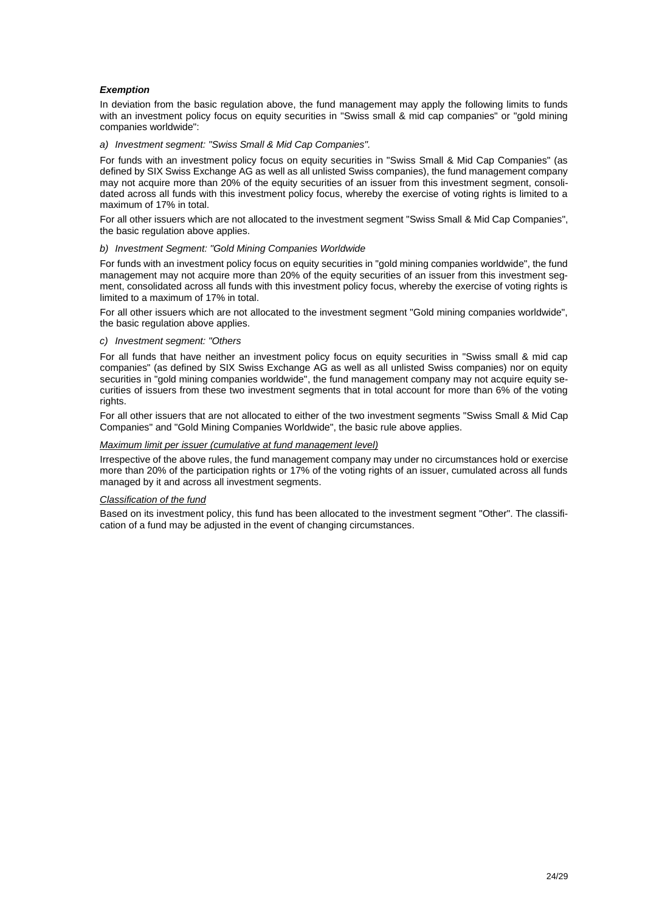***Exemption***

In deviation from the basic regulation above, the fund management may apply the following limits to funds with an investment policy focus on equity securities in "Swiss small & mid cap companies" or "gold mining companies worldwide":

*a) Investment segment: "Swiss Small & Mid Cap Companies".*

For funds with an investment policy focus on equity securities in "Swiss Small & Mid Cap Companies" (as defined by SIX Swiss Exchange AG as well as all unlisted Swiss companies), the fund management company may not acquire more than 20% of the equity securities of an issuer from this investment segment, consolidated across all funds with this investment policy focus, whereby the exercise of voting rights is limited to a maximum of 17% in total.

For all other issuers which are not allocated to the investment segment "Swiss Small & Mid Cap Companies", the basic regulation above applies.

*b) Investment Segment: "Gold Mining Companies Worldwide*

For funds with an investment policy focus on equity securities in "gold mining companies worldwide", the fund management may not acquire more than 20% of the equity securities of an issuer from this investment segment, consolidated across all funds with this investment policy focus, whereby the exercise of voting rights is limited to a maximum of 17% in total.

For all other issuers which are not allocated to the investment segment "Gold mining companies worldwide", the basic regulation above applies.

*c) Investment segment: "Others*

For all funds that have neither an investment policy focus on equity securities in "Swiss small & mid cap companies" (as defined by SIX Swiss Exchange AG as well as all unlisted Swiss companies) nor on equity securities in "gold mining companies worldwide", the fund management company may not acquire equity securities of issuers from these two investment segments that in total account for more than 6% of the voting rights.

For all other issuers that are not allocated to either of the two investment segments "Swiss Small & Mid Cap Companies" and "Gold Mining Companies Worldwide", the basic rule above applies.

*Maximum limit per issuer (cumulative at fund management level)*

Irrespective of the above rules, the fund management company may under no circumstances hold or exercise more than 20% of the participation rights or 17% of the voting rights of an issuer, cumulated across all funds managed by it and across all investment segments.

*Classification of the fund*

Based on its investment policy, this fund has been allocated to the investment segment "Other". The classification of a fund may be adjusted in the event of changing circumstances.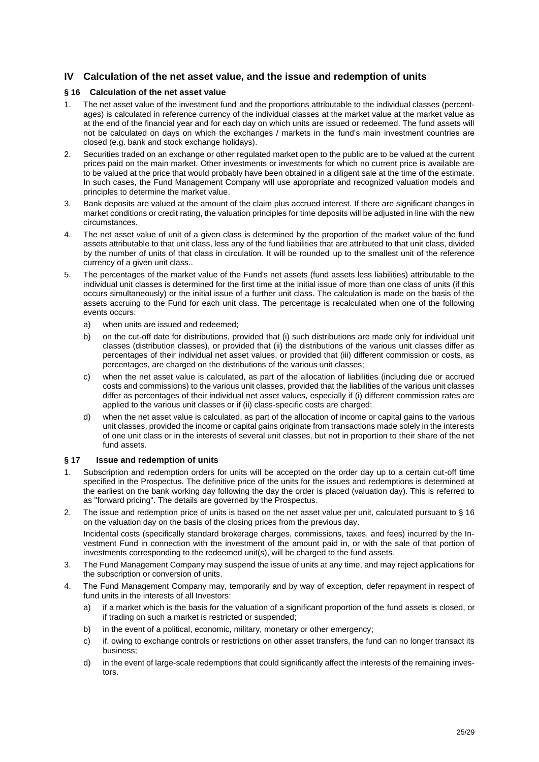## IV Calculation of the net asset value, and the issue and redemption of units

### § 16 Calculation of the net asset value

1. The net asset value of the investment fund and the proportions attributable to the individual classes (percentages) is calculated in reference currency of the individual classes at the market value at the market value as at the end of the financial year and for each day on which units are issued or redeemed. The fund assets will not be calculated on days on which the exchanges / markets in the fund's main investment countries are closed (e.g. bank and stock exchange holidays).
2. Securities traded on an exchange or other regulated market open to the public are to be valued at the current prices paid on the main market. Other investments or investments for which no current price is available are to be valued at the price that would probably have been obtained in a diligent sale at the time of the estimate. In such cases, the Fund Management Company will use appropriate and recognized valuation models and principles to determine the market value.
3. Bank deposits are valued at the amount of the claim plus accrued interest. If there are significant changes in market conditions or credit rating, the valuation principles for time deposits will be adjusted in line with the new circumstances.
4. The net asset value of unit of a given class is determined by the proportion of the market value of the fund assets attributable to that unit class, less any of the fund liabilities that are attributed to that unit class, divided by the number of units of that class in circulation. It will be rounded up to the smallest unit of the reference currency of a given unit class..
5. The percentages of the market value of the Fund's net assets (fund assets less liabilities) attributable to the individual unit classes is determined for the first time at the initial issue of more than one class of units (if this occurs simultaneously) or the initial issue of a further unit class. The calculation is made on the basis of the assets accruing to the Fund for each unit class. The percentage is recalculated when one of the following events occurs:
   a) when units are issued and redeemed;
   b) on the cut-off date for distributions, provided that (i) such distributions are made only for individual unit classes (distribution classes), or provided that (ii) the distributions of the various unit classes differ as percentages of their individual net asset values, or provided that (iii) different commission or costs, as percentages, are charged on the distributions of the various unit classes;
   c) when the net asset value is calculated, as part of the allocation of liabilities (including due or accrued costs and commissions) to the various unit classes, provided that the liabilities of the various unit classes differ as percentages of their individual net asset values, especially if (i) different commission rates are applied to the various unit classes or if (ii) class-specific costs are charged;
   d) when the net asset value is calculated, as part of the allocation of income or capital gains to the various unit classes, provided the income or capital gains originate from transactions made solely in the interests of one unit class or in the interests of several unit classes, but not in proportion to their share of the net fund assets.

### § 17 Issue and redemption of units

1. Subscription and redemption orders for units will be accepted on the order day up to a certain cut-off time specified in the Prospectus. The definitive price of the units for the issues and redemptions is determined at the earliest on the bank working day following the day the order is placed (valuation day). This is referred to as "forward pricing". The details are governed by the Prospectus.
2. The issue and redemption price of units is based on the net asset value per unit, calculated pursuant to § 16 on the valuation day on the basis of the closing prices from the previous day.

   Incidental costs (specifically standard brokerage charges, commissions, taxes, and fees) incurred by the Investment Fund in connection with the investment of the amount paid in, or with the sale of that portion of investments corresponding to the redeemed unit(s), will be charged to the fund assets.
3. The Fund Management Company may suspend the issue of units at any time, and may reject applications for the subscription or conversion of units.
4. The Fund Management Company may, temporarily and by way of exception, defer repayment in respect of fund units in the interests of all Investors:
   a) if a market which is the basis for the valuation of a significant proportion of the fund assets is closed, or if trading on such a market is restricted or suspended;
   b) in the event of a political, economic, military, monetary or other emergency;
   c) if, owing to exchange controls or restrictions on other asset transfers, the fund can no longer transact its business;
   d) in the event of large-scale redemptions that could significantly affect the interests of the remaining investors.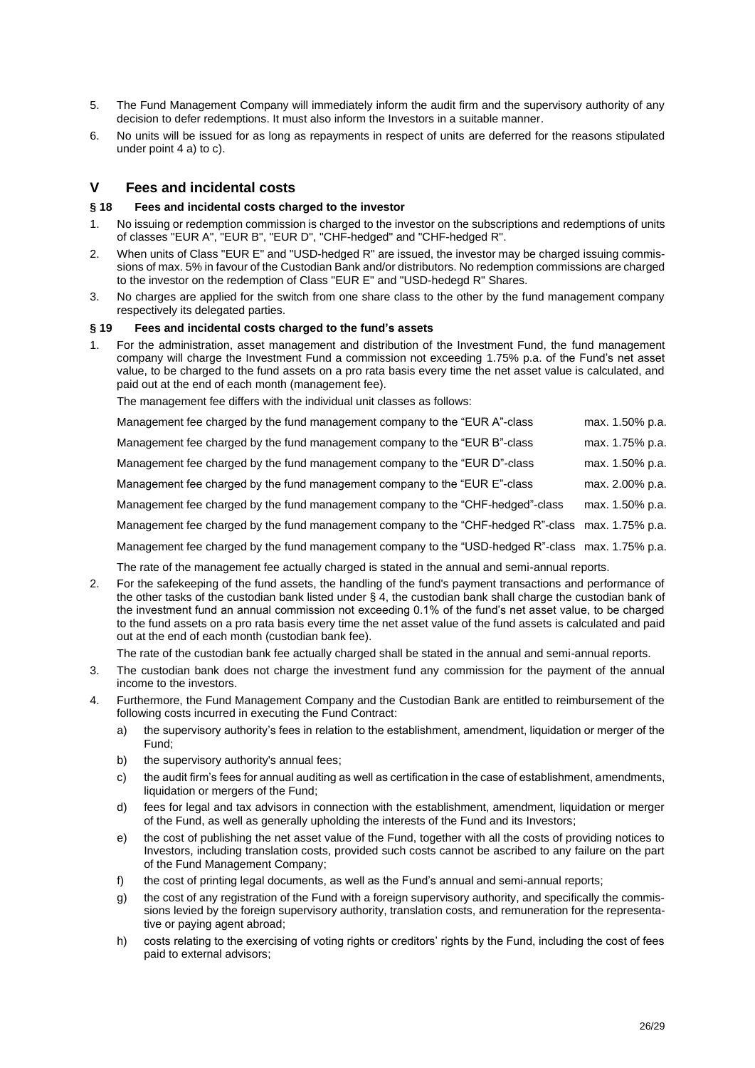5. The Fund Management Company will immediately inform the audit firm and the supervisory authority of any decision to defer redemptions. It must also inform the Investors in a suitable manner.
6. No units will be issued for as long as repayments in respect of units are deferred for the reasons stipulated under point 4 a) to c).

## V Fees and incidental costs

### § 18 Fees and incidental costs charged to the investor

1. No issuing or redemption commission is charged to the investor on the subscriptions and redemptions of units of classes "EUR A", "EUR B", "EUR D", "CHF-hedged" and "CHF-hedged R".
2. When units of Class "EUR E" and "USD-hedged R" are issued, the investor may be charged issuing commissions of max. 5% in favour of the Custodian Bank and/or distributors. No redemption commissions are charged to the investor on the redemption of Class "EUR E" and "USD-hedegd R" Shares.
3. No charges are applied for the switch from one share class to the other by the fund management company respectively its delegated parties.

### § 19 Fees and incidental costs charged to the fund's assets

1. For the administration, asset management and distribution of the Investment Fund, the fund management company will charge the Investment Fund a commission not exceeding 1.75% p.a. of the Fund's net asset value, to be charged to the fund assets on a pro rata basis every time the net asset value is calculated, and paid out at the end of each month (management fee).

   The management fee differs with the individual unit classes as follows:

   | | |
   |---|---|
   | Management fee charged by the fund management company to the "EUR A"-class | max. 1.50% p.a. |
   | Management fee charged by the fund management company to the "EUR B"-class | max. 1.75% p.a. |
   | Management fee charged by the fund management company to the "EUR D"-class | max. 1.50% p.a. |
   | Management fee charged by the fund management company to the "EUR E"-class | max. 2.00% p.a. |
   | Management fee charged by the fund management company to the "CHF-hedged"-class | max. 1.50% p.a. |
   | Management fee charged by the fund management company to the "CHF-hedged R"-class | max. 1.75% p.a. |
   | Management fee charged by the fund management company to the "USD-hedged R"-class | max. 1.75% p.a. |

   The rate of the management fee actually charged is stated in the annual and semi-annual reports.
2. For the safekeeping of the fund assets, the handling of the fund's payment transactions and performance of the other tasks of the custodian bank listed under § 4, the custodian bank shall charge the custodian bank of the investment fund an annual commission not exceeding 0.1% of the fund's net asset value, to be charged to the fund assets on a pro rata basis every time the net asset value of the fund assets is calculated and paid out at the end of each month (custodian bank fee).

   The rate of the custodian bank fee actually charged shall be stated in the annual and semi-annual reports.
3. The custodian bank does not charge the investment fund any commission for the payment of the annual income to the investors.
4. Furthermore, the Fund Management Company and the Custodian Bank are entitled to reimbursement of the following costs incurred in executing the Fund Contract:
   a) the supervisory authority's fees in relation to the establishment, amendment, liquidation or merger of the Fund;
   b) the supervisory authority's annual fees;
   c) the audit firm's fees for annual auditing as well as certification in the case of establishment, amendments, liquidation or mergers of the Fund;
   d) fees for legal and tax advisors in connection with the establishment, amendment, liquidation or merger of the Fund, as well as generally upholding the interests of the Fund and its Investors;
   e) the cost of publishing the net asset value of the Fund, together with all the costs of providing notices to Investors, including translation costs, provided such costs cannot be ascribed to any failure on the part of the Fund Management Company;
   f) the cost of printing legal documents, as well as the Fund's annual and semi-annual reports;
   g) the cost of any registration of the Fund with a foreign supervisory authority, and specifically the commissions levied by the foreign supervisory authority, translation costs, and remuneration for the representative or paying agent abroad;
   h) costs relating to the exercising of voting rights or creditors' rights by the Fund, including the cost of fees paid to external advisors;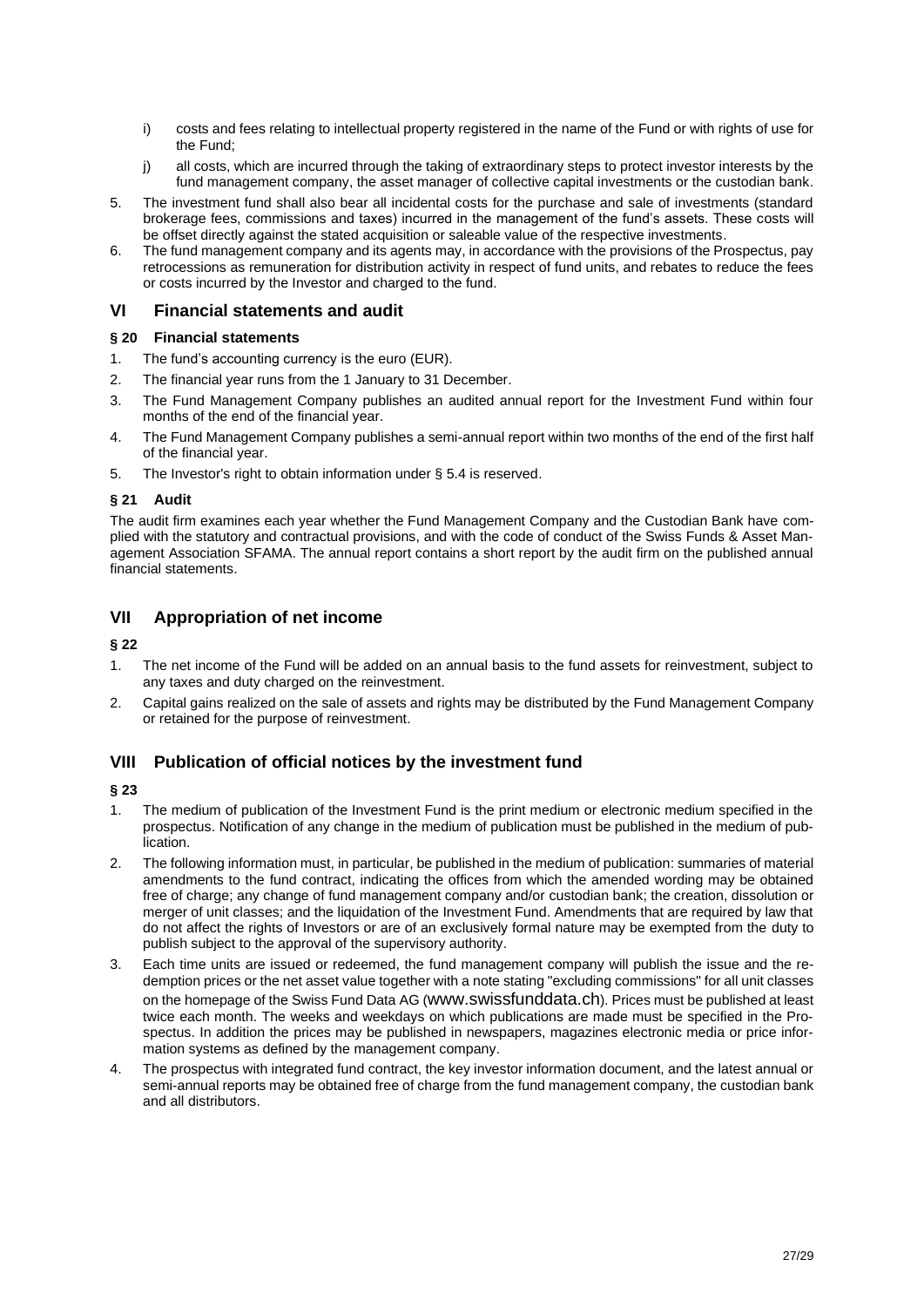i) costs and fees relating to intellectual property registered in the name of the Fund or with rights of use for the Fund;

j) all costs, which are incurred through the taking of extraordinary steps to protect investor interests by the fund management company, the asset manager of collective capital investments or the custodian bank.

5. The investment fund shall also bear all incidental costs for the purchase and sale of investments (standard brokerage fees, commissions and taxes) incurred in the management of the fund's assets. These costs will be offset directly against the stated acquisition or saleable value of the respective investments.
6. The fund management company and its agents may, in accordance with the provisions of the Prospectus, pay retrocessions as remuneration for distribution activity in respect of fund units, and rebates to reduce the fees or costs incurred by the Investor and charged to the fund.

## VI Financial statements and audit

### § 20 Financial statements

1. The fund's accounting currency is the euro (EUR).
2. The financial year runs from the 1 January to 31 December.
3. The Fund Management Company publishes an audited annual report for the Investment Fund within four months of the end of the financial year.
4. The Fund Management Company publishes a semi-annual report within two months of the end of the first half of the financial year.
5. The Investor's right to obtain information under § 5.4 is reserved.

### § 21 Audit

The audit firm examines each year whether the Fund Management Company and the Custodian Bank have complied with the statutory and contractual provisions, and with the code of conduct of the Swiss Funds & Asset Management Association SFAMA. The annual report contains a short report by the audit firm on the published annual financial statements.

## VII Appropriation of net income

### § 22

1. The net income of the Fund will be added on an annual basis to the fund assets for reinvestment, subject to any taxes and duty charged on the reinvestment.
2. Capital gains realized on the sale of assets and rights may be distributed by the Fund Management Company or retained for the purpose of reinvestment.

## VIII Publication of official notices by the investment fund

### § 23

1. The medium of publication of the Investment Fund is the print medium or electronic medium specified in the prospectus. Notification of any change in the medium of publication must be published in the medium of publication.
2. The following information must, in particular, be published in the medium of publication: summaries of material amendments to the fund contract, indicating the offices from which the amended wording may be obtained free of charge; any change of fund management company and/or custodian bank; the creation, dissolution or merger of unit classes; and the liquidation of the Investment Fund. Amendments that are required by law that do not affect the rights of Investors or are of an exclusively formal nature may be exempted from the duty to publish subject to the approval of the supervisory authority.
3. Each time units are issued or redeemed, the fund management company will publish the issue and the redemption prices or the net asset value together with a note stating "excluding commissions" for all unit classes on the homepage of the Swiss Fund Data AG (www.swissfunddata.ch). Prices must be published at least twice each month. The weeks and weekdays on which publications are made must be specified in the Prospectus. In addition the prices may be published in newspapers, magazines electronic media or price information systems as defined by the management company.
4. The prospectus with integrated fund contract, the key investor information document, and the latest annual or semi-annual reports may be obtained free of charge from the fund management company, the custodian bank and all distributors.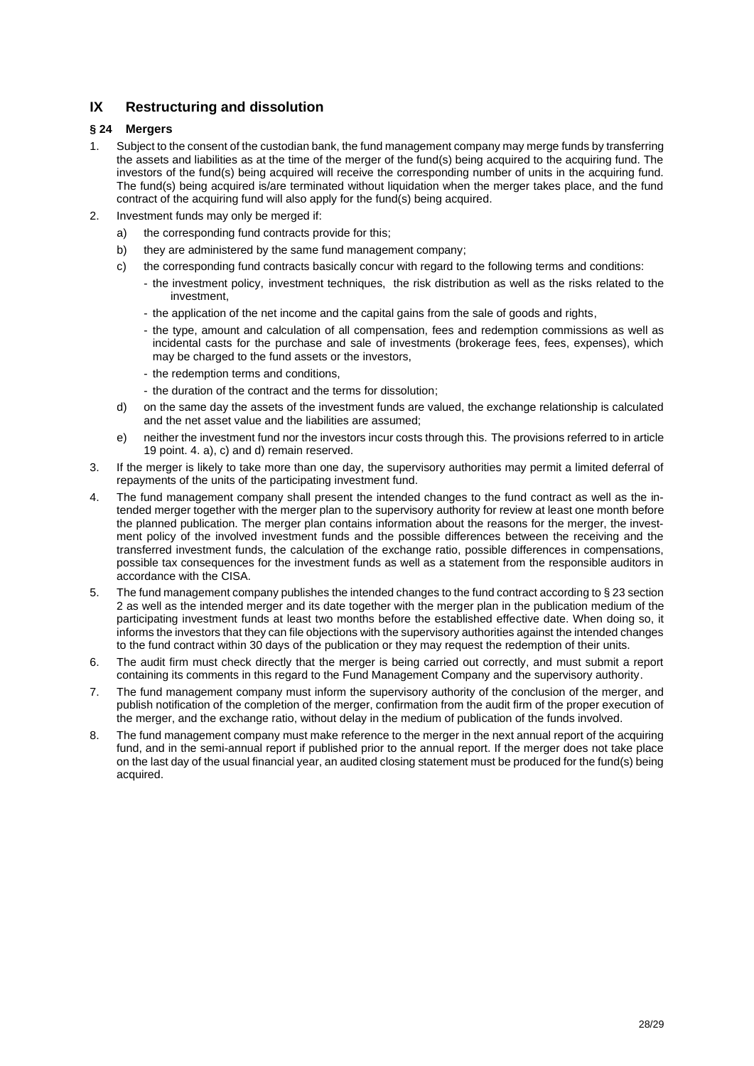# IX Restructuring and dissolution

## § 24 Mergers

1. Subject to the consent of the custodian bank, the fund management company may merge funds by transferring the assets and liabilities as at the time of the merger of the fund(s) being acquired to the acquiring fund. The investors of the fund(s) being acquired will receive the corresponding number of units in the acquiring fund. The fund(s) being acquired is/are terminated without liquidation when the merger takes place, and the fund contract of the acquiring fund will also apply for the fund(s) being acquired.
2. Investment funds may only be merged if:
   a) the corresponding fund contracts provide for this;
   b) they are administered by the same fund management company;
   c) the corresponding fund contracts basically concur with regard to the following terms and conditions:
      - the investment policy, investment techniques, the risk distribution as well as the risks related to the investment,
      - the application of the net income and the capital gains from the sale of goods and rights,
      - the type, amount and calculation of all compensation, fees and redemption commissions as well as incidental casts for the purchase and sale of investments (brokerage fees, fees, expenses), which may be charged to the fund assets or the investors,
      - the redemption terms and conditions,
      - the duration of the contract and the terms for dissolution;
   d) on the same day the assets of the investment funds are valued, the exchange relationship is calculated and the net asset value and the liabilities are assumed;
   e) neither the investment fund nor the investors incur costs through this. The provisions referred to in article 19 point. 4. a), c) and d) remain reserved.
3. If the merger is likely to take more than one day, the supervisory authorities may permit a limited deferral of repayments of the units of the participating investment fund.
4. The fund management company shall present the intended changes to the fund contract as well as the intended merger together with the merger plan to the supervisory authority for review at least one month before the planned publication. The merger plan contains information about the reasons for the merger, the investment policy of the involved investment funds and the possible differences between the receiving and the transferred investment funds, the calculation of the exchange ratio, possible differences in compensations, possible tax consequences for the investment funds as well as a statement from the responsible auditors in accordance with the CISA.
5. The fund management company publishes the intended changes to the fund contract according to § 23 section 2 as well as the intended merger and its date together with the merger plan in the publication medium of the participating investment funds at least two months before the established effective date. When doing so, it informs the investors that they can file objections with the supervisory authorities against the intended changes to the fund contract within 30 days of the publication or they may request the redemption of their units.
6. The audit firm must check directly that the merger is being carried out correctly, and must submit a report containing its comments in this regard to the Fund Management Company and the supervisory authority.
7. The fund management company must inform the supervisory authority of the conclusion of the merger, and publish notification of the completion of the merger, confirmation from the audit firm of the proper execution of the merger, and the exchange ratio, without delay in the medium of publication of the funds involved.
8. The fund management company must make reference to the merger in the next annual report of the acquiring fund, and in the semi-annual report if published prior to the annual report. If the merger does not take place on the last day of the usual financial year, an audited closing statement must be produced for the fund(s) being acquired.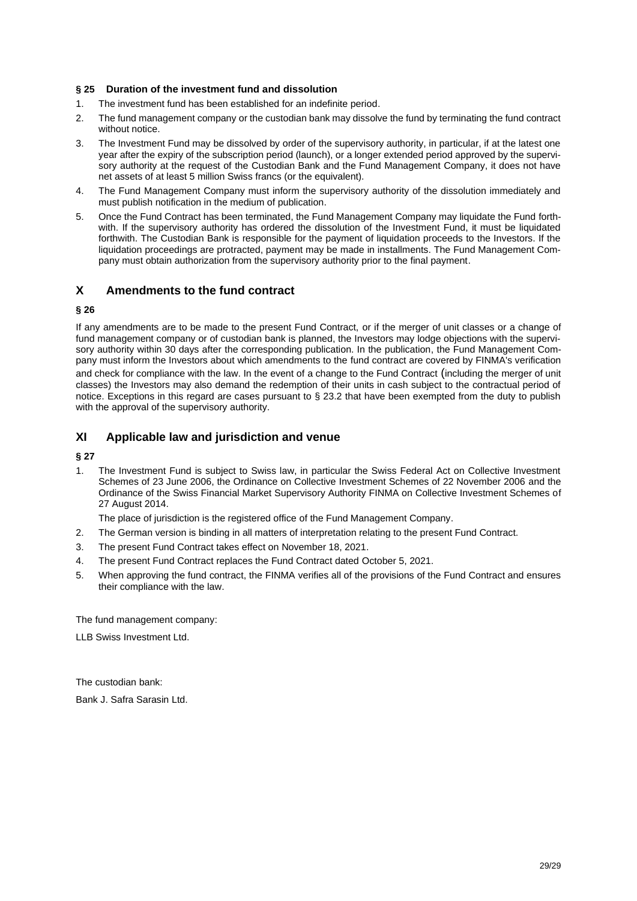### § 25 Duration of the investment fund and dissolution

1. The investment fund has been established for an indefinite period.
2. The fund management company or the custodian bank may dissolve the fund by terminating the fund contract without notice.
3. The Investment Fund may be dissolved by order of the supervisory authority, in particular, if at the latest one year after the expiry of the subscription period (launch), or a longer extended period approved by the supervisory authority at the request of the Custodian Bank and the Fund Management Company, it does not have net assets of at least 5 million Swiss francs (or the equivalent).
4. The Fund Management Company must inform the supervisory authority of the dissolution immediately and must publish notification in the medium of publication.
5. Once the Fund Contract has been terminated, the Fund Management Company may liquidate the Fund forthwith. If the supervisory authority has ordered the dissolution of the Investment Fund, it must be liquidated forthwith. The Custodian Bank is responsible for the payment of liquidation proceeds to the Investors. If the liquidation proceedings are protracted, payment may be made in installments. The Fund Management Company must obtain authorization from the supervisory authority prior to the final payment.

## X Amendments to the fund contract

### § 26

If any amendments are to be made to the present Fund Contract, or if the merger of unit classes or a change of fund management company or of custodian bank is planned, the Investors may lodge objections with the supervisory authority within 30 days after the corresponding publication. In the publication, the Fund Management Company must inform the Investors about which amendments to the fund contract are covered by FINMA's verification and check for compliance with the law. In the event of a change to the Fund Contract (including the merger of unit classes) the Investors may also demand the redemption of their units in cash subject to the contractual period of notice. Exceptions in this regard are cases pursuant to § 23.2 that have been exempted from the duty to publish with the approval of the supervisory authority.

## XI Applicable law and jurisdiction and venue

### § 27

1. The Investment Fund is subject to Swiss law, in particular the Swiss Federal Act on Collective Investment Schemes of 23 June 2006, the Ordinance on Collective Investment Schemes of 22 November 2006 and the Ordinance of the Swiss Financial Market Supervisory Authority FINMA on Collective Investment Schemes of 27 August 2014.

   The place of jurisdiction is the registered office of the Fund Management Company.
2. The German version is binding in all matters of interpretation relating to the present Fund Contract.
3. The present Fund Contract takes effect on November 18, 2021.
4. The present Fund Contract replaces the Fund Contract dated October 5, 2021.
5. When approving the fund contract, the FINMA verifies all of the provisions of the Fund Contract and ensures their compliance with the law.

The fund management company:

LLB Swiss Investment Ltd.

The custodian bank:

Bank J. Safra Sarasin Ltd.